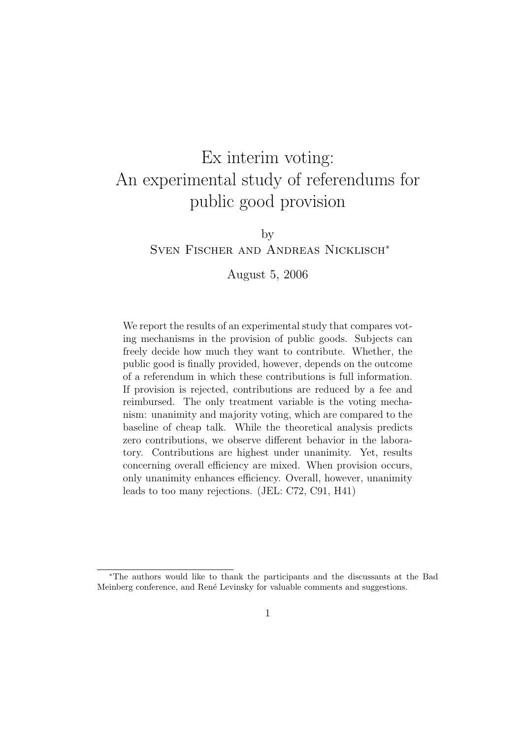# Ex interim voting: An experimental study of referendums for public good provision

by

Sven Fischer and Andreas Nicklisch*

August 5, 2006

We report the results of an experimental study that compares voting mechanisms in the provision of public goods. Subjects can freely decide how much they want to contribute. Whether, the public good is finally provided, however, depends on the outcome of a referendum in which these contributions is full information. If provision is rejected, contributions are reduced by a fee and reimbursed. The only treatment variable is the voting mechanism: unanimity and majority voting, which are compared to the baseline of cheap talk. While the theoretical analysis predicts zero contributions, we observe different behavior in the laboratory. Contributions are highest under unanimity. Yet, results concerning overall efficiency are mixed. When provision occurs, only unanimity enhances efficiency. Overall, however, unanimity leads to too many rejections. (JEL: C72, C91, H41)

---

*The authors would like to thank the participants and the discussants at the Bad Meinberg conference, and René Levinsky for valuable comments and suggestions.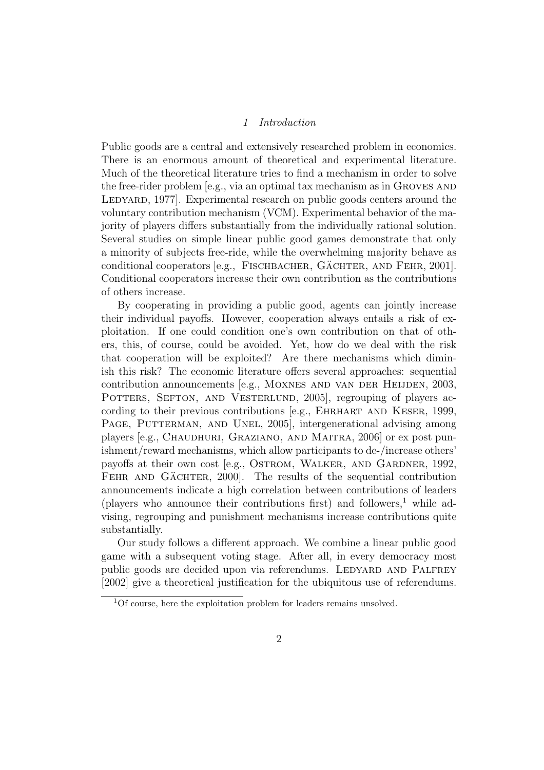# 1 Introduction

Public goods are a central and extensively researched problem in economics. There is an enormous amount of theoretical and experimental literature. Much of the theoretical literature tries to find a mechanism in order to solve the free-rider problem [e.g., via an optimal tax mechanism as in Groves and Ledyard, 1977]. Experimental research on public goods centers around the voluntary contribution mechanism (VCM). Experimental behavior of the majority of players differs substantially from the individually rational solution. Several studies on simple linear public good games demonstrate that only a minority of subjects free-ride, while the overwhelming majority behave as conditional cooperators [e.g., Fischbacher, Gächter, and Fehr, 2001]. Conditional cooperators increase their own contribution as the contributions of others increase.

By cooperating in providing a public good, agents can jointly increase their individual payoffs. However, cooperation always entails a risk of exploitation. If one could condition one's own contribution on that of others, this, of course, could be avoided. Yet, how do we deal with the risk that cooperation will be exploited? Are there mechanisms which diminish this risk? The economic literature offers several approaches: sequential contribution announcements [e.g., Moxnes and van der Heijden, 2003, Potters, Sefton, and Vesterlund, 2005], regrouping of players according to their previous contributions [e.g., Ehrhart and Keser, 1999, Page, Putterman, and Unel, 2005], intergenerational advising among players [e.g., Chaudhuri, Graziano, and Maitra, 2006] or ex post punishment/reward mechanisms, which allow participants to de-/increase others' payoffs at their own cost [e.g., Ostrom, Walker, and Gardner, 1992, Fehr and Gächter, 2000]. The results of the sequential contribution announcements indicate a high correlation between contributions of leaders (players who announce their contributions first) and followers,[1] while advising, regrouping and punishment mechanisms increase contributions quite substantially.

Our study follows a different approach. We combine a linear public good game with a subsequent voting stage. After all, in every democracy most public goods are decided upon via referendums. Ledyard and Palfrey [2002] give a theoretical justification for the ubiquitous use of referendums.

[1] Of course, here the exploitation problem for leaders remains unsolved.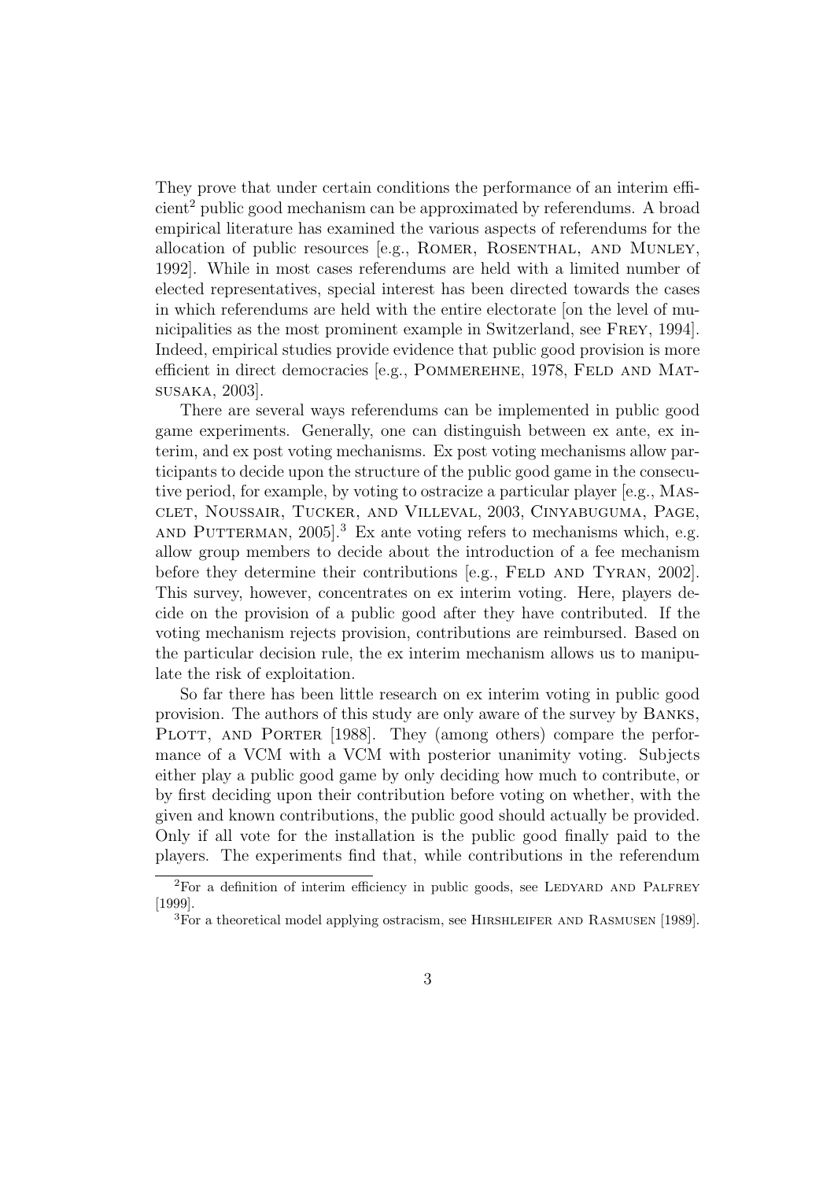They prove that under certain conditions the performance of an interim efficient[2] public good mechanism can be approximated by referendums. A broad empirical literature has examined the various aspects of referendums for the allocation of public resources [e.g., Romer, Rosenthal, and Munley, 1992]. While in most cases referendums are held with a limited number of elected representatives, special interest has been directed towards the cases in which referendums are held with the entire electorate [on the level of municipalities as the most prominent example in Switzerland, see Frey, 1994]. Indeed, empirical studies provide evidence that public good provision is more efficient in direct democracies [e.g., Pommerehne, 1978, Feld and Matsusaka, 2003].

There are several ways referendums can be implemented in public good game experiments. Generally, one can distinguish between ex ante, ex interim, and ex post voting mechanisms. Ex post voting mechanisms allow participants to decide upon the structure of the public good game in the consecutive period, for example, by voting to ostracize a particular player [e.g., Masclet, Noussair, Tucker, and Villeval, 2003, Cinyabuguma, Page, and Putterman, 2005].[3] Ex ante voting refers to mechanisms which, e.g. allow group members to decide about the introduction of a fee mechanism before they determine their contributions [e.g., Feld and Tyran, 2002]. This survey, however, concentrates on ex interim voting. Here, players decide on the provision of a public good after they have contributed. If the voting mechanism rejects provision, contributions are reimbursed. Based on the particular decision rule, the ex interim mechanism allows us to manipulate the risk of exploitation.

So far there has been little research on ex interim voting in public good provision. The authors of this study are only aware of the survey by Banks, Plott, and Porter [1988]. They (among others) compare the performance of a VCM with a VCM with posterior unanimity voting. Subjects either play a public good game by only deciding how much to contribute, or by first deciding upon their contribution before voting on whether, with the given and known contributions, the public good should actually be provided. Only if all vote for the installation is the public good finally paid to the players. The experiments find that, while contributions in the referendum

[2] For a definition of interim efficiency in public goods, see Ledyard and Palfrey [1999].

[3] For a theoretical model applying ostracism, see Hirshleifer and Rasmusen [1989].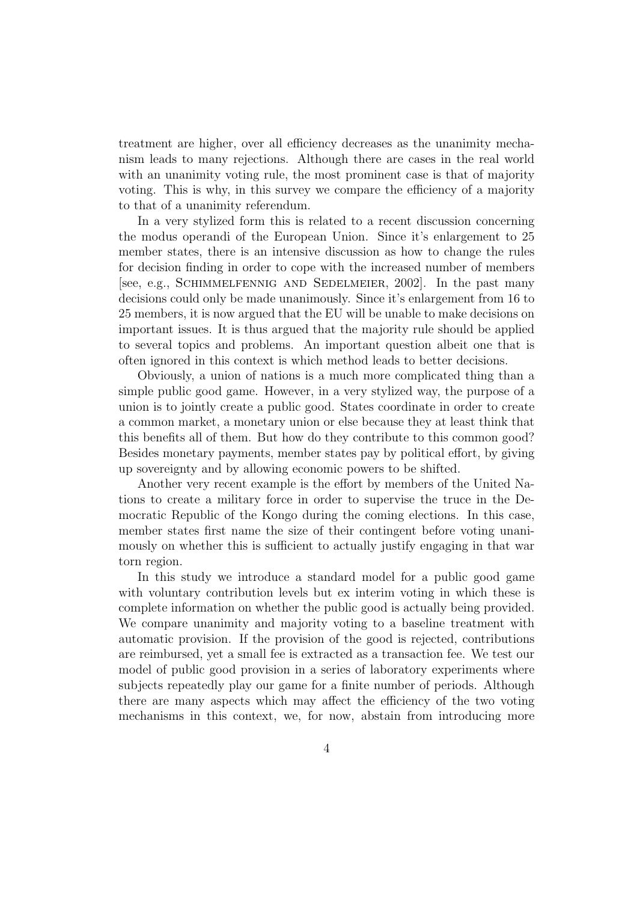treatment are higher, over all efficiency decreases as the unanimity mechanism leads to many rejections. Although there are cases in the real world with an unanimity voting rule, the most prominent case is that of majority voting. This is why, in this survey we compare the efficiency of a majority to that of a unanimity referendum.

In a very stylized form this is related to a recent discussion concerning the modus operandi of the European Union. Since it's enlargement to 25 member states, there is an intensive discussion as how to change the rules for decision finding in order to cope with the increased number of members [see, e.g., Schimmelfennig and Sedelmeier, 2002]. In the past many decisions could only be made unanimously. Since it's enlargement from 16 to 25 members, it is now argued that the EU will be unable to make decisions on important issues. It is thus argued that the majority rule should be applied to several topics and problems. An important question albeit one that is often ignored in this context is which method leads to better decisions.

Obviously, a union of nations is a much more complicated thing than a simple public good game. However, in a very stylized way, the purpose of a union is to jointly create a public good. States coordinate in order to create a common market, a monetary union or else because they at least think that this benefits all of them. But how do they contribute to this common good? Besides monetary payments, member states pay by political effort, by giving up sovereignty and by allowing economic powers to be shifted.

Another very recent example is the effort by members of the United Nations to create a military force in order to supervise the truce in the Democratic Republic of the Kongo during the coming elections. In this case, member states first name the size of their contingent before voting unanimously on whether this is sufficient to actually justify engaging in that war torn region.

In this study we introduce a standard model for a public good game with voluntary contribution levels but ex interim voting in which these is complete information on whether the public good is actually being provided. We compare unanimity and majority voting to a baseline treatment with automatic provision. If the provision of the good is rejected, contributions are reimbursed, yet a small fee is extracted as a transaction fee. We test our model of public good provision in a series of laboratory experiments where subjects repeatedly play our game for a finite number of periods. Although there are many aspects which may affect the efficiency of the two voting mechanisms in this context, we, for now, abstain from introducing more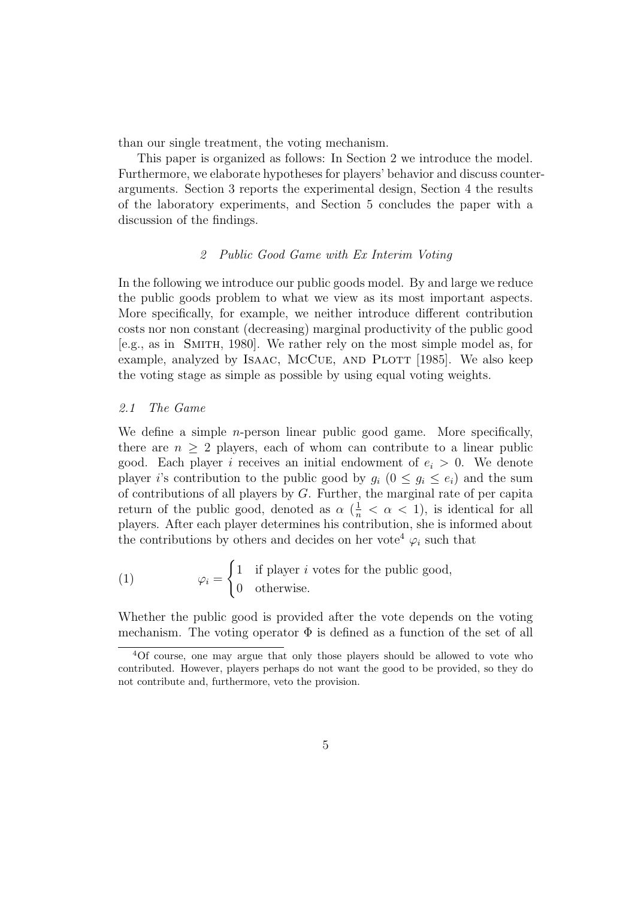than our single treatment, the voting mechanism.

This paper is organized as follows: In Section 2 we introduce the model. Furthermore, we elaborate hypotheses for players' behavior and discuss counterarguments. Section 3 reports the experimental design, Section 4 the results of the laboratory experiments, and Section 5 concludes the paper with a discussion of the findings.

## *2 Public Good Game with Ex Interim Voting*

In the following we introduce our public goods model. By and large we reduce the public goods problem to what we view as its most important aspects. More specifically, for example, we neither introduce different contribution costs nor non constant (decreasing) marginal productivity of the public good [e.g., as in Smith, 1980]. We rather rely on the most simple model as, for example, analyzed by Isaac, McCue, and Plott [1985]. We also keep the voting stage as simple as possible by using equal voting weights.

### *2.1 The Game*

We define a simple $n$-person linear public good game. More specifically, there are $n \geq 2$ players, each of whom can contribute to a linear public good. Each player $i$ receives an initial endowment of $e_i > 0$. We denote player $i$'s contribution to the public good by $g_i$ ($0 \leq g_i \leq e_i$) and the sum of contributions of all players by $G$. Further, the marginal rate of per capita return of the public good, denoted as $\alpha$ ($\frac{1}{n} < \alpha < 1$), is identical for all players. After each player determines his contribution, she is informed about the contributions by others and decides on her vote[4] $\varphi_i$ such that

$$\varphi_i = \begin{cases} 1 & \text{if player } i \text{ votes for the public good,} \\ 0 & \text{otherwise.} \end{cases} \tag{1}$$

Whether the public good is provided after the vote depends on the voting mechanism. The voting operator $\Phi$ is defined as a function of the set of all

[4] Of course, one may argue that only those players should be allowed to vote who contributed. However, players perhaps do not want the good to be provided, so they do not contribute and, furthermore, veto the provision.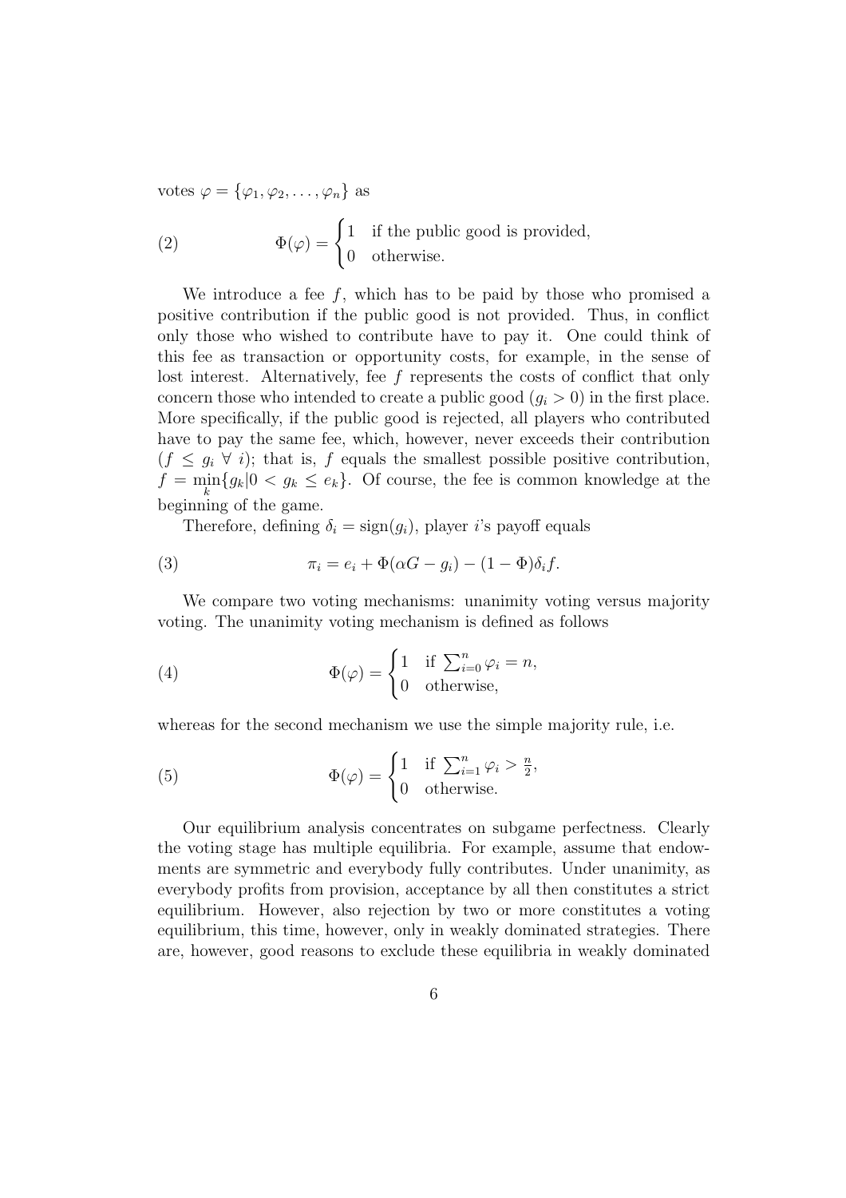votes $\varphi = \{\varphi_1, \varphi_2, \ldots, \varphi_n\}$ as

$$\Phi(\varphi) = \begin{cases} 1 & \text{if the public good is provided,} \\ 0 & \text{otherwise.} \end{cases} \tag{2}$$

We introduce a fee $f$, which has to be paid by those who promised a positive contribution if the public good is not provided. Thus, in conflict only those who wished to contribute have to pay it. One could think of this fee as transaction or opportunity costs, for example, in the sense of lost interest. Alternatively, fee $f$ represents the costs of conflict that only concern those who intended to create a public good ($g_i > 0$) in the first place. More specifically, if the public good is rejected, all players who contributed have to pay the same fee, which, however, never exceeds their contribution ($f \leq g_i \ \forall \ i$); that is, $f$ equals the smallest possible positive contribution, $f = \min_k \{g_k | 0 < g_k \leq e_k\}$. Of course, the fee is common knowledge at the beginning of the game.

Therefore, defining $\delta_i = \text{sign}(g_i)$, player $i$'s payoff equals

$$\pi_i = e_i + \Phi(\alpha G - g_i) - (1 - \Phi)\delta_i f. \tag{3}$$

We compare two voting mechanisms: unanimity voting versus majority voting. The unanimity voting mechanism is defined as follows

$$\Phi(\varphi) = \begin{cases} 1 & \text{if } \sum_{i=0}^{n} \varphi_i = n, \\ 0 & \text{otherwise,} \end{cases} \tag{4}$$

whereas for the second mechanism we use the simple majority rule, i.e.

$$\Phi(\varphi) = \begin{cases} 1 & \text{if } \sum_{i=1}^{n} \varphi_i > \frac{n}{2}, \\ 0 & \text{otherwise.} \end{cases} \tag{5}$$

Our equilibrium analysis concentrates on subgame perfectness. Clearly the voting stage has multiple equilibria. For example, assume that endowments are symmetric and everybody fully contributes. Under unanimity, as everybody profits from provision, acceptance by all then constitutes a strict equilibrium. However, also rejection by two or more constitutes a voting equilibrium, this time, however, only in weakly dominated strategies. There are, however, good reasons to exclude these equilibria in weakly dominated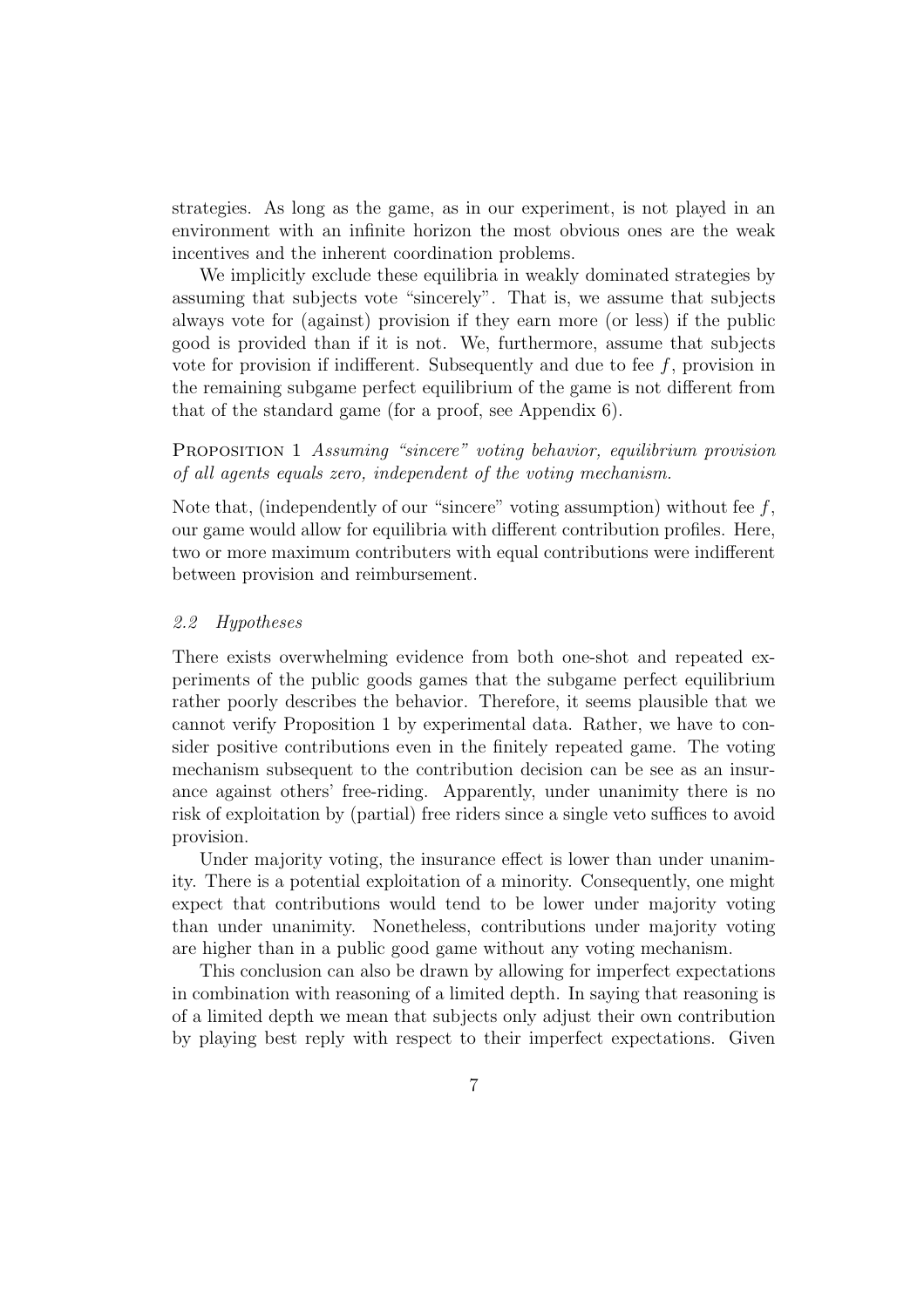strategies. As long as the game, as in our experiment, is not played in an environment with an infinite horizon the most obvious ones are the weak incentives and the inherent coordination problems.

We implicitly exclude these equilibria in weakly dominated strategies by assuming that subjects vote "sincerely". That is, we assume that subjects always vote for (against) provision if they earn more (or less) if the public good is provided than if it is not. We, furthermore, assume that subjects vote for provision if indifferent. Subsequently and due to fee $f$, provision in the remaining subgame perfect equilibrium of the game is not different from that of the standard game (for a proof, see Appendix 6).

Proposition 1 *Assuming "sincere" voting behavior, equilibrium provision of all agents equals zero, independent of the voting mechanism.*

Note that, (independently of our "sincere" voting assumption) without fee $f$, our game would allow for equilibria with different contribution profiles. Here, two or more maximum contributers with equal contributions were indifferent between provision and reimbursement.

### *2.2 Hypotheses*

There exists overwhelming evidence from both one-shot and repeated experiments of the public goods games that the subgame perfect equilibrium rather poorly describes the behavior. Therefore, it seems plausible that we cannot verify Proposition 1 by experimental data. Rather, we have to consider positive contributions even in the finitely repeated game. The voting mechanism subsequent to the contribution decision can be see as an insurance against others' free-riding. Apparently, under unanimity there is no risk of exploitation by (partial) free riders since a single veto suffices to avoid provision.

Under majority voting, the insurance effect is lower than under unanimity. There is a potential exploitation of a minority. Consequently, one might expect that contributions would tend to be lower under majority voting than under unanimity. Nonetheless, contributions under majority voting are higher than in a public good game without any voting mechanism.

This conclusion can also be drawn by allowing for imperfect expectations in combination with reasoning of a limited depth. In saying that reasoning is of a limited depth we mean that subjects only adjust their own contribution by playing best reply with respect to their imperfect expectations. Given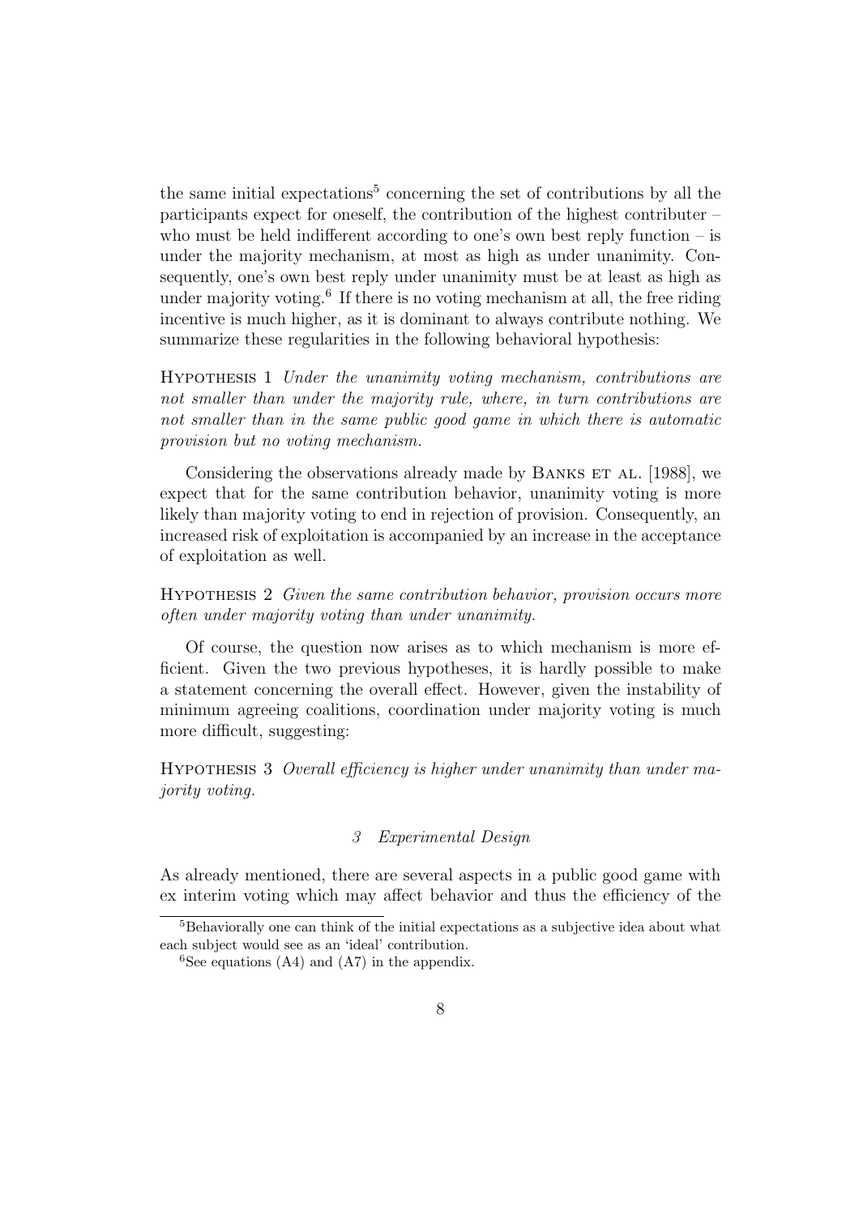the same initial expectations[5] concerning the set of contributions by all the participants expect for oneself, the contribution of the highest contributer – who must be held indifferent according to one's own best reply function – is under the majority mechanism, at most as high as under unanimity. Consequently, one's own best reply under unanimity must be at least as high as under majority voting.[6] If there is no voting mechanism at all, the free riding incentive is much higher, as it is dominant to always contribute nothing. We summarize these regularities in the following behavioral hypothesis:

HYPOTHESIS 1 *Under the unanimity voting mechanism, contributions are not smaller than under the majority rule, where, in turn contributions are not smaller than in the same public good game in which there is automatic provision but no voting mechanism.*

Considering the observations already made by BANKS ET AL. [1988], we expect that for the same contribution behavior, unanimity voting is more likely than majority voting to end in rejection of provision. Consequently, an increased risk of exploitation is accompanied by an increase in the acceptance of exploitation as well.

HYPOTHESIS 2 *Given the same contribution behavior, provision occurs more often under majority voting than under unanimity.*

Of course, the question now arises as to which mechanism is more efficient. Given the two previous hypotheses, it is hardly possible to make a statement concerning the overall effect. However, given the instability of minimum agreeing coalitions, coordination under majority voting is much more difficult, suggesting:

HYPOTHESIS 3 *Overall efficiency is higher under unanimity than under majority voting.*

## *3 Experimental Design*

As already mentioned, there are several aspects in a public good game with ex interim voting which may affect behavior and thus the efficiency of the

---

[5] Behaviorally one can think of the initial expectations as a subjective idea about what each subject would see as an 'ideal' contribution.

[6] See equations (A4) and (A7) in the appendix.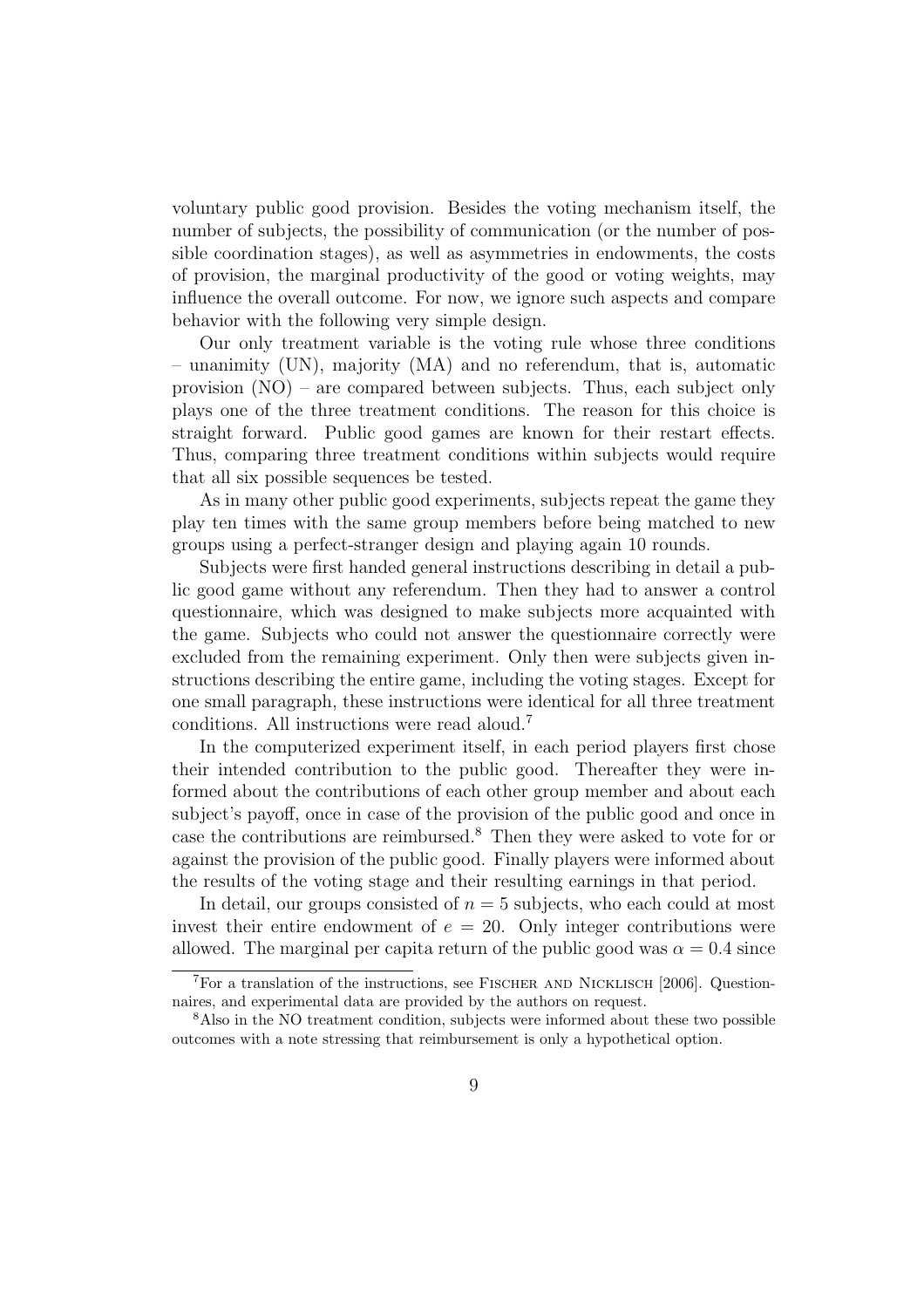voluntary public good provision. Besides the voting mechanism itself, the number of subjects, the possibility of communication (or the number of possible coordination stages), as well as asymmetries in endowments, the costs of provision, the marginal productivity of the good or voting weights, may influence the overall outcome. For now, we ignore such aspects and compare behavior with the following very simple design.

Our only treatment variable is the voting rule whose three conditions – unanimity (UN), majority (MA) and no referendum, that is, automatic provision (NO) – are compared between subjects. Thus, each subject only plays one of the three treatment conditions. The reason for this choice is straight forward. Public good games are known for their restart effects. Thus, comparing three treatment conditions within subjects would require that all six possible sequences be tested.

As in many other public good experiments, subjects repeat the game they play ten times with the same group members before being matched to new groups using a perfect-stranger design and playing again 10 rounds.

Subjects were first handed general instructions describing in detail a public good game without any referendum. Then they had to answer a control questionnaire, which was designed to make subjects more acquainted with the game. Subjects who could not answer the questionnaire correctly were excluded from the remaining experiment. Only then were subjects given instructions describing the entire game, including the voting stages. Except for one small paragraph, these instructions were identical for all three treatment conditions. All instructions were read aloud.[7]

In the computerized experiment itself, in each period players first chose their intended contribution to the public good. Thereafter they were informed about the contributions of each other group member and about each subject's payoff, once in case of the provision of the public good and once in case the contributions are reimbursed.[8] Then they were asked to vote for or against the provision of the public good. Finally players were informed about the results of the voting stage and their resulting earnings in that period.

In detail, our groups consisted of $n = 5$ subjects, who each could at most invest their entire endowment of $e = 20$. Only integer contributions were allowed. The marginal per capita return of the public good was $\alpha = 0.4$ since

[7] For a translation of the instructions, see Fischer and Nicklisch [2006]. Questionnaires, and experimental data are provided by the authors on request.

[8] Also in the NO treatment condition, subjects were informed about these two possible outcomes with a note stressing that reimbursement is only a hypothetical option.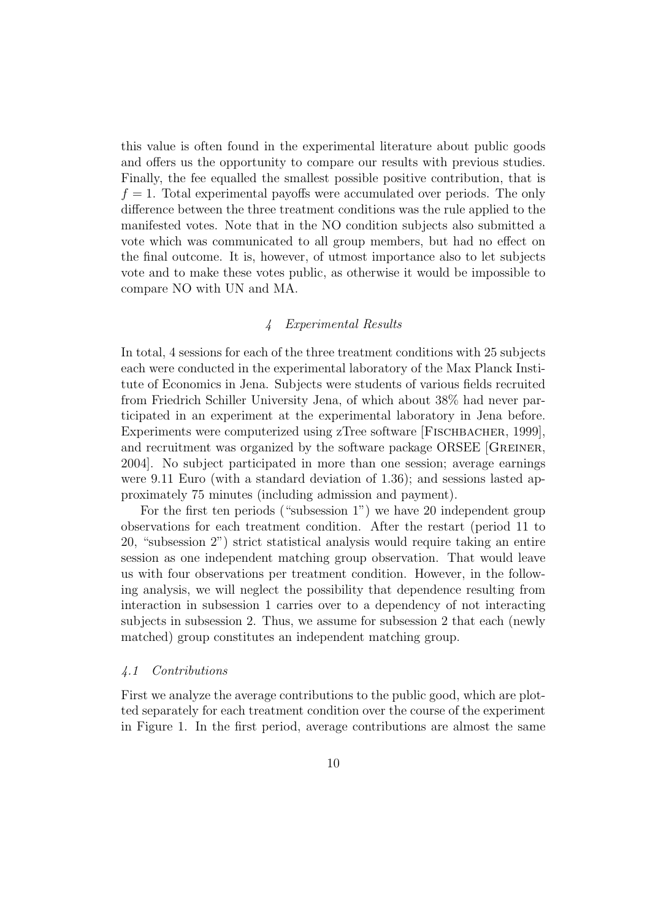this value is often found in the experimental literature about public goods and offers us the opportunity to compare our results with previous studies. Finally, the fee equalled the smallest possible positive contribution, that is $f = 1$. Total experimental payoffs were accumulated over periods. The only difference between the three treatment conditions was the rule applied to the manifested votes. Note that in the NO condition subjects also submitted a vote which was communicated to all group members, but had no effect on the final outcome. It is, however, of utmost importance also to let subjects vote and to make these votes public, as otherwise it would be impossible to compare NO with UN and MA.

## *4 Experimental Results*

In total, 4 sessions for each of the three treatment conditions with 25 subjects each were conducted in the experimental laboratory of the Max Planck Institute of Economics in Jena. Subjects were students of various fields recruited from Friedrich Schiller University Jena, of which about 38% had never participated in an experiment at the experimental laboratory in Jena before. Experiments were computerized using zTree software [Fischbacher, 1999], and recruitment was organized by the software package ORSEE [Greiner, 2004]. No subject participated in more than one session; average earnings were 9.11 Euro (with a standard deviation of 1.36); and sessions lasted approximately 75 minutes (including admission and payment).

For the first ten periods ("subsession 1") we have 20 independent group observations for each treatment condition. After the restart (period 11 to 20, "subsession 2") strict statistical analysis would require taking an entire session as one independent matching group observation. That would leave us with four observations per treatment condition. However, in the following analysis, we will neglect the possibility that dependence resulting from interaction in subsession 1 carries over to a dependency of not interacting subjects in subsession 2. Thus, we assume for subsession 2 that each (newly matched) group constitutes an independent matching group.

### *4.1 Contributions*

First we analyze the average contributions to the public good, which are plotted separately for each treatment condition over the course of the experiment in Figure 1. In the first period, average contributions are almost the same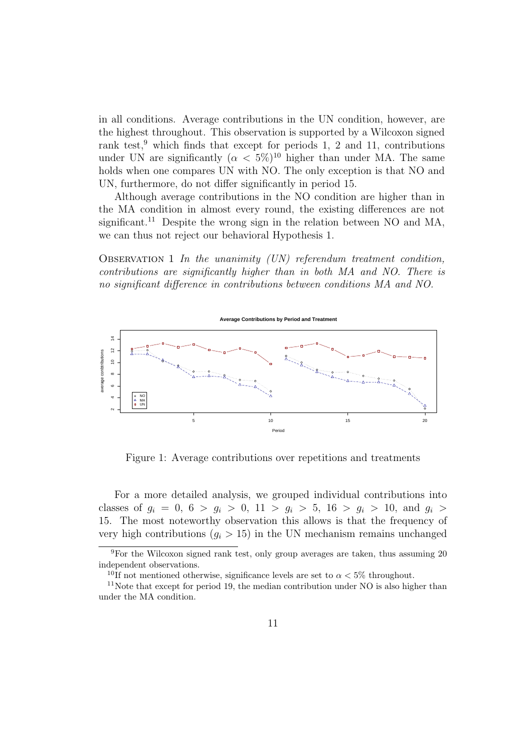in all conditions. Average contributions in the UN condition, however, are the highest throughout. This observation is supported by a Wilcoxon signed rank test,[9] which finds that except for periods 1, 2 and 11, contributions under UN are significantly ($\alpha < 5\%$)[10] higher than under MA. The same holds when one compares UN with NO. The only exception is that NO and UN, furthermore, do not differ significantly in period 15.

Although average contributions in the NO condition are higher than in the MA condition in almost every round, the existing differences are not significant.[11] Despite the wrong sign in the relation between NO and MA, we can thus not reject our behavioral Hypothesis 1.

Observation 1 *In the unanimity (UN) referendum treatment condition, contributions are significantly higher than in both MA and NO. There is no significant difference in contributions between conditions MA and NO.*

Figure 1: Average contributions over repetitions and treatments

For a more detailed analysis, we grouped individual contributions into classes of $g_i = 0$, $6 > g_i > 0$, $11 > g_i > 5$, $16 > g_i > 10$, and $g_i > 15$. The most noteworthy observation this allows is that the frequency of very high contributions ($g_i > 15$) in the UN mechanism remains unchanged

[9] For the Wilcoxon signed rank test, only group averages are taken, thus assuming 20 independent observations.

[10] If not mentioned otherwise, significance levels are set to $\alpha < 5\%$ throughout.

[11] Note that except for period 19, the median contribution under NO is also higher than under the MA condition.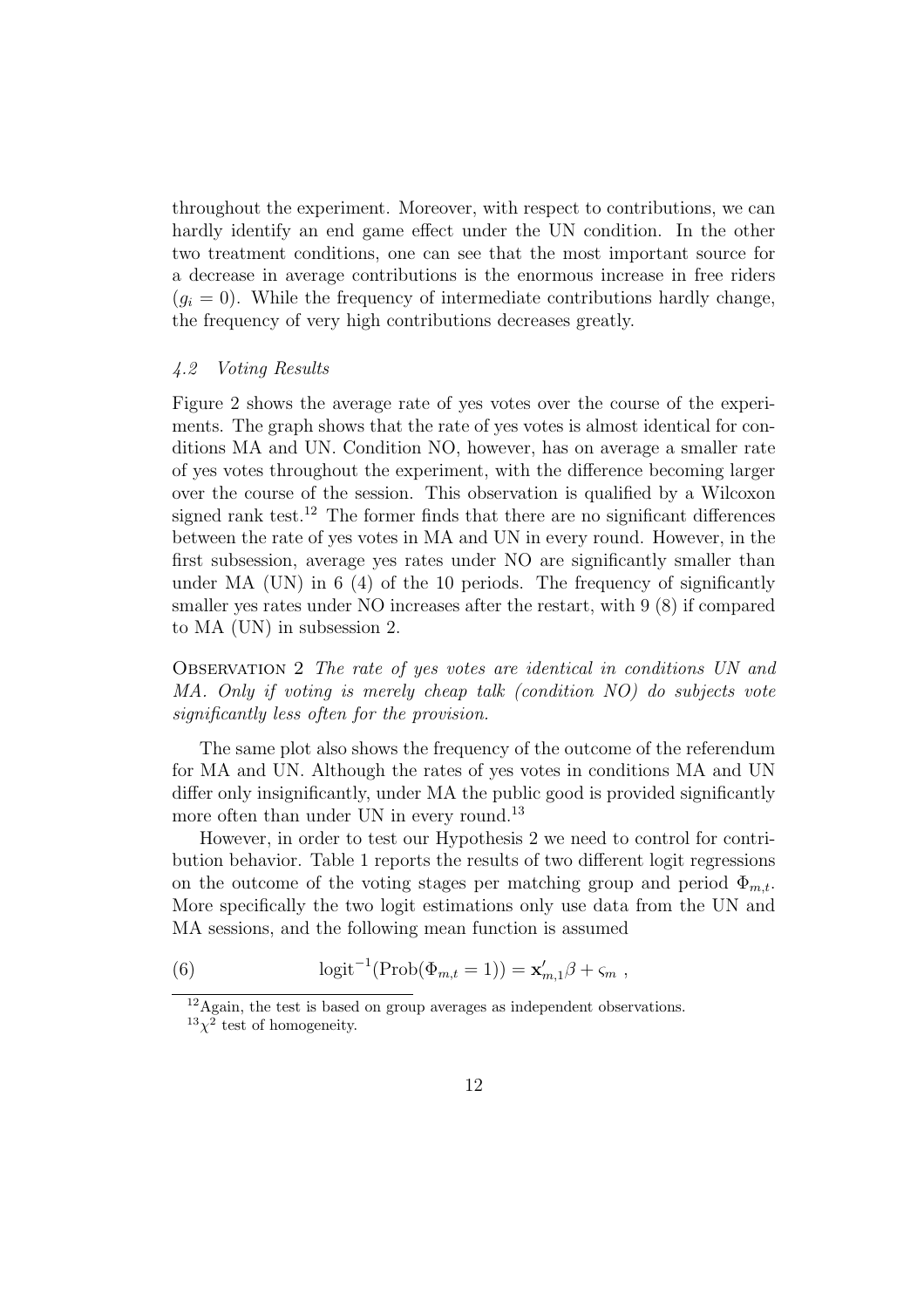throughout the experiment. Moreover, with respect to contributions, we can hardly identify an end game effect under the UN condition. In the other two treatment conditions, one can see that the most important source for a decrease in average contributions is the enormous increase in free riders ($g_i = 0$). While the frequency of intermediate contributions hardly change, the frequency of very high contributions decreases greatly.

### *4.2 Voting Results*

Figure 2 shows the average rate of yes votes over the course of the experiments. The graph shows that the rate of yes votes is almost identical for conditions MA and UN. Condition NO, however, has on average a smaller rate of yes votes throughout the experiment, with the difference becoming larger over the course of the session. This observation is qualified by a Wilcoxon signed rank test.[12] The former finds that there are no significant differences between the rate of yes votes in MA and UN in every round. However, in the first subsession, average yes rates under NO are significantly smaller than under MA (UN) in 6 (4) of the 10 periods. The frequency of significantly smaller yes rates under NO increases after the restart, with 9 (8) if compared to MA (UN) in subsession 2.

OBSERVATION 2 *The rate of yes votes are identical in conditions UN and MA. Only if voting is merely cheap talk (condition NO) do subjects vote significantly less often for the provision.*

The same plot also shows the frequency of the outcome of the referendum for MA and UN. Although the rates of yes votes in conditions MA and UN differ only insignificantly, under MA the public good is provided significantly more often than under UN in every round.[13]

However, in order to test our Hypothesis 2 we need to control for contribution behavior. Table 1 reports the results of two different logit regressions on the outcome of the voting stages per matching group and period $\Phi_{m,t}$. More specifically the two logit estimations only use data from the UN and MA sessions, and the following mean function is assumed

$$\text{logit}^{-1}(\text{Prob}(\Phi_{m,t} = 1)) = \mathbf{x}'_{m,1}\beta + \varsigma_m \ , \qquad (6)$$

[12] Again, the test is based on group averages as independent observations.

[13] $\chi^2$ test of homogeneity.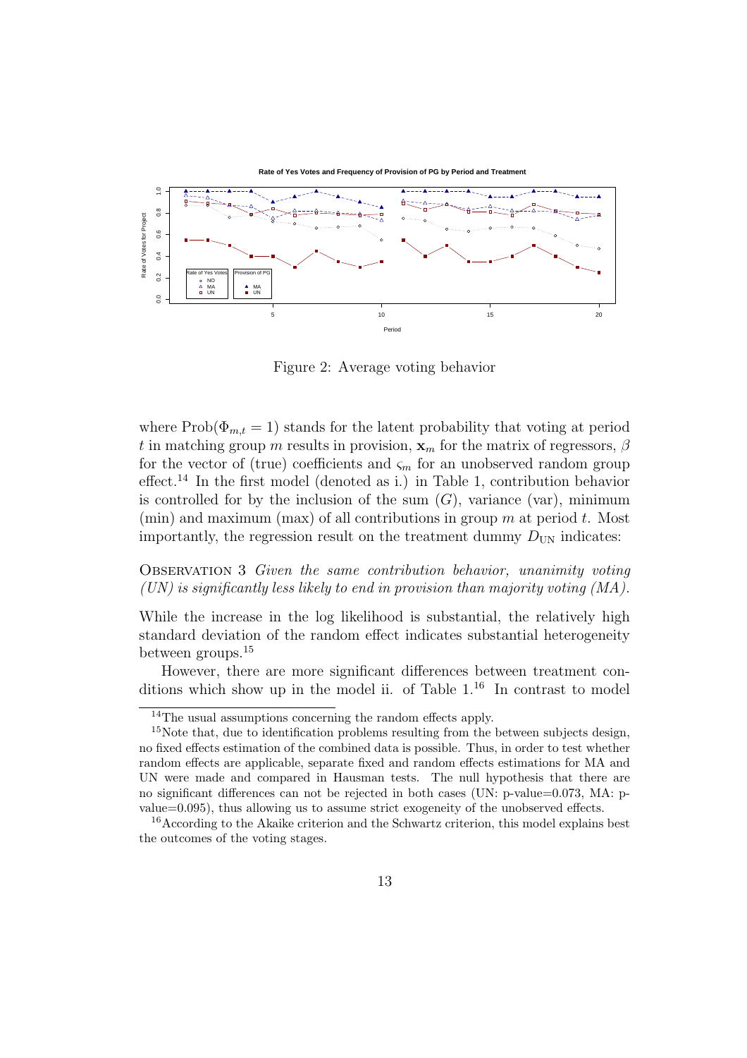Figure 2: Average voting behavior

where $\text{Prob}(\Phi_{m,t} = 1)$ stands for the latent probability that voting at period $t$ in matching group $m$ results in provision, $\mathbf{x}_m$ for the matrix of regressors, $\beta$ for the vector of (true) coefficients and $\varsigma_m$ for an unobserved random group effect.[14] In the first model (denoted as i.) in Table 1, contribution behavior is controlled for by the inclusion of the sum ($G$), variance (var), minimum (min) and maximum (max) of all contributions in group $m$ at period $t$. Most importantly, the regression result on the treatment dummy $D_{\text{UN}}$ indicates:

Observation 3 *Given the same contribution behavior, unanimity voting (UN) is significantly less likely to end in provision than majority voting (MA).*

While the increase in the log likelihood is substantial, the relatively high standard deviation of the random effect indicates substantial heterogeneity between groups.[15]

However, there are more significant differences between treatment conditions which show up in the model ii. of Table 1.[16] In contrast to model

[14] The usual assumptions concerning the random effects apply.

[15] Note that, due to identification problems resulting from the between subjects design, no fixed effects estimation of the combined data is possible. Thus, in order to test whether random effects are applicable, separate fixed and random effects estimations for MA and UN were made and compared in Hausman tests. The null hypothesis that there are no significant differences can not be rejected in both cases (UN: p-value=0.073, MA: p-value=0.095), thus allowing us to assume strict exogeneity of the unobserved effects.

[16] According to the Akaike criterion and the Schwartz criterion, this model explains best the outcomes of the voting stages.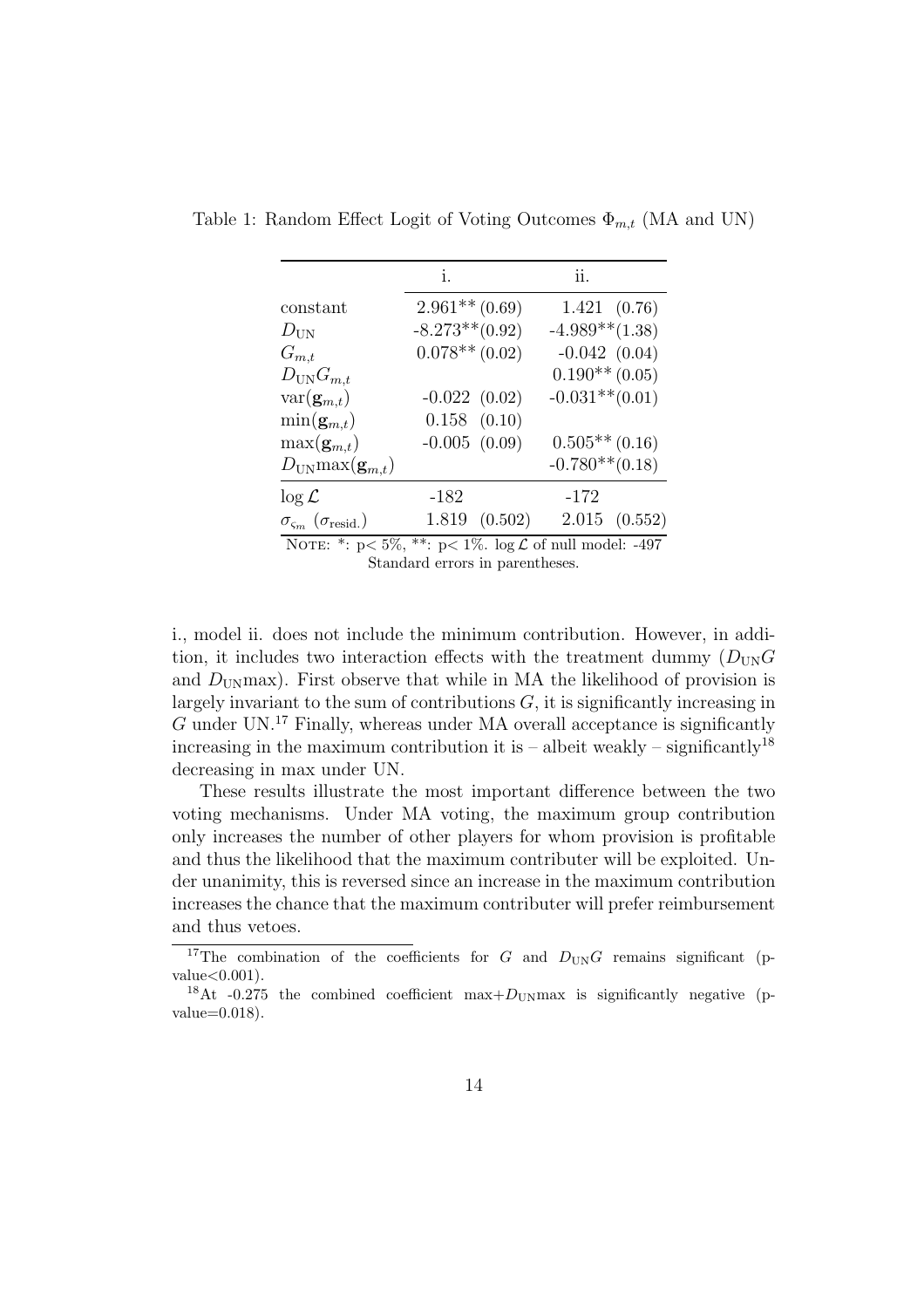Table 1: Random Effect Logit of Voting Outcomes $\Phi_{m,t}$ (MA and UN)

| | i. | ii. |
|---|---|---|
| constant | 2.961** (0.69) | 1.421 (0.76) |
| $D_{\text{UN}}$ | -8.273** (0.92) | -4.989** (1.38) |
| $G_{m,t}$ | 0.078** (0.02) | -0.042 (0.04) |
| $D_{\text{UN}}G_{m,t}$ | | 0.190** (0.05) |
| $\text{var}(\mathbf{g}_{m,t})$ | -0.022 (0.02) | -0.031** (0.01) |
| $\min(\mathbf{g}_{m,t})$ | 0.158 (0.10) | |
| $\max(\mathbf{g}_{m,t})$ | -0.005 (0.09) | 0.505** (0.16) |
| $D_{\text{UN}}\max(\mathbf{g}_{m,t})$ | | -0.780** (0.18) |
| $\log \mathcal{L}$ | -182 | -172 |
| $\sigma_{\varsigma_m}$ ($\sigma_{\text{resid.}}$) | 1.819 (0.502) | 2.015 (0.552) |

NOTE: *: $p < 5\%$, **: $p < 1\%$. $\log \mathcal{L}$ of null model: -497
Standard errors in parentheses.

i., model ii. does not include the minimum contribution. However, in addition, it includes two interaction effects with the treatment dummy ($D_{\text{UN}}G$ and $D_{\text{UN}}\max$). First observe that while in MA the likelihood of provision is largely invariant to the sum of contributions $G$, it is significantly increasing in $G$ under UN.[17] Finally, whereas under MA overall acceptance is significantly increasing in the maximum contribution it is – albeit weakly – significantly[18] decreasing in max under UN.

These results illustrate the most important difference between the two voting mechanisms. Under MA voting, the maximum group contribution only increases the number of other players for whom provision is profitable and thus the likelihood that the maximum contributer will be exploited. Under unanimity, this is reversed since an increase in the maximum contribution increases the chance that the maximum contributer will prefer reimbursement and thus vetoes.

[17] The combination of the coefficients for $G$ and $D_{\text{UN}}G$ remains significant (p-value<0.001).

[18] At -0.275 the combined coefficient $\max + D_{\text{UN}}\max$ is significantly negative (p-value=0.018).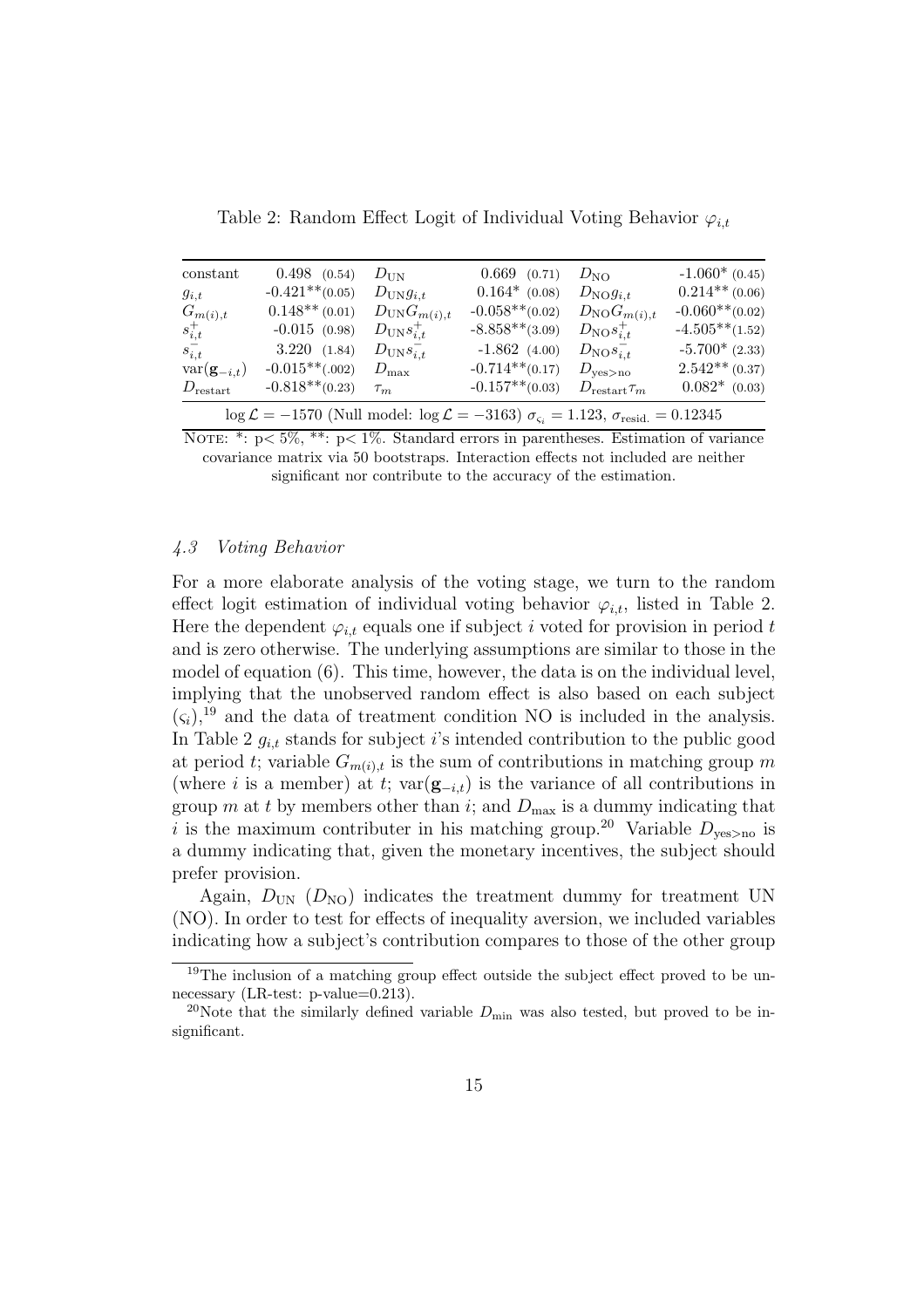Table 2: Random Effect Logit of Individual Voting Behavior $\varphi_{i,t}$

| | | | | | |
|---|---|---|---|---|---|
| constant | 0.498 (0.54) | $D_{\text{UN}}$ | 0.669 (0.71) | $D_{\text{NO}}$ | -1.060* (0.45) |
| $g_{i,t}$ | -0.421**(0.05) | $D_{\text{UN}}g_{i,t}$ | 0.164* (0.08) | $D_{\text{NO}}g_{i,t}$ | 0.214** (0.06) |
| $G_{m(i),t}$ | 0.148** (0.01) | $D_{\text{UN}}G_{m(i),t}$ | -0.058**(0.02) | $D_{\text{NO}}G_{m(i),t}$ | -0.060**(0.02) |
| $s^{+}_{i,t}$ | -0.015 (0.98) | $D_{\text{UN}}s^{+}_{i,t}$ | -8.858**(3.09) | $D_{\text{NO}}s^{+}_{i,t}$ | -4.505**(1.52) |
| $s^{-}_{i,t}$ | 3.220 (1.84) | $D_{\text{UN}}s^{-}_{i,t}$ | -1.862 (4.00) | $D_{\text{NO}}s^{-}_{i,t}$ | -5.700* (2.33) |
| $\text{var}(\mathbf{g}_{-i,t})$ | -0.015**(.002) | $D_{\max}$ | -0.714**(0.17) | $D_{\text{yes}>\text{no}}$ | 2.542** (0.37) |
| $D_{\text{restart}}$ | -0.818**(0.23) | $\tau_m$ | -0.157**(0.03) | $D_{\text{restart}}\tau_m$ | 0.082* (0.03) |

$\log\mathcal{L} = -1570$ (Null model: $\log\mathcal{L} = -3163$) $\sigma_{\varsigma_i} = 1.123$, $\sigma_{\text{resid.}} = 0.12345$

NOTE: *: p< 5%, **: p< 1%. Standard errors in parentheses. Estimation of variance covariance matrix via 50 bootstraps. Interaction effects not included are neither significant nor contribute to the accuracy of the estimation.

### *4.3 Voting Behavior*

For a more elaborate analysis of the voting stage, we turn to the random effect logit estimation of individual voting behavior $\varphi_{i,t}$, listed in Table 2. Here the dependent $\varphi_{i,t}$ equals one if subject $i$ voted for provision in period $t$ and is zero otherwise. The underlying assumptions are similar to those in the model of equation (6). This time, however, the data is on the individual level, implying that the unobserved random effect is also based on each subject ($\varsigma_i$),[19] and the data of treatment condition NO is included in the analysis. In Table 2 $g_{i,t}$ stands for subject $i$'s intended contribution to the public good at period $t$; variable $G_{m(i),t}$ is the sum of contributions in matching group $m$ (where $i$ is a member) at $t$; $\text{var}(\mathbf{g}_{-i,t})$ is the variance of all contributions in group $m$ at $t$ by members other than $i$; and $D_{\max}$ is a dummy indicating that $i$ is the maximum contributer in his matching group.[20] Variable $D_{\text{yes}>\text{no}}$ is a dummy indicating that, given the monetary incentives, the subject should prefer provision.

Again, $D_{\text{UN}}$ ($D_{\text{NO}}$) indicates the treatment dummy for treatment UN (NO). In order to test for effects of inequality aversion, we included variables indicating how a subject's contribution compares to those of the other group

[19] The inclusion of a matching group effect outside the subject effect proved to be unnecessary (LR-test: p-value=0.213).

[20] Note that the similarly defined variable $D_{\min}$ was also tested, but proved to be insignificant.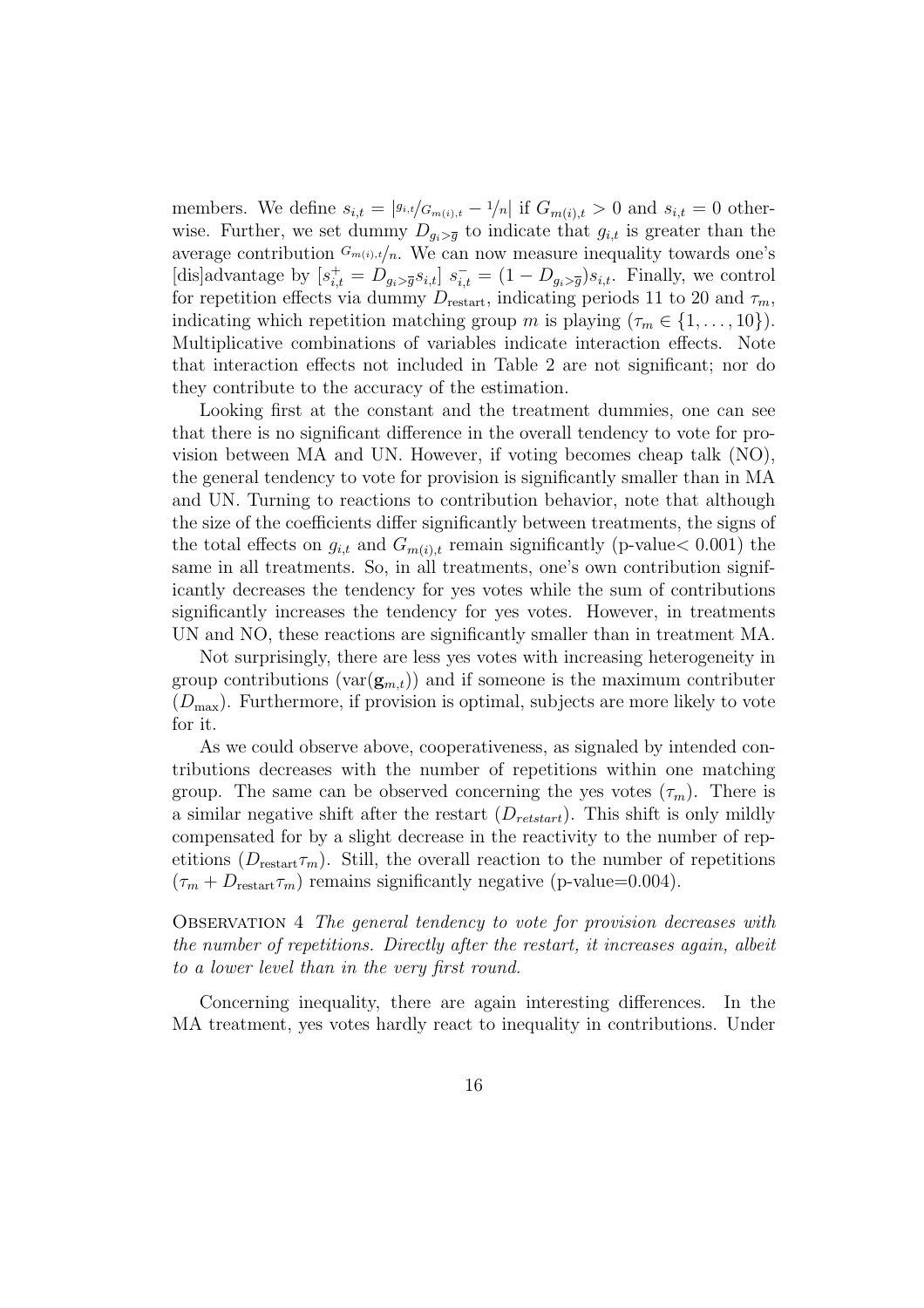members. We define $s_{i,t} = |g_{i,t}/G_{m(i),t} - 1/n|$ if $G_{m(i),t} > 0$ and $s_{i,t} = 0$ otherwise. Further, we set dummy $D_{g_i > \overline{g}}$ to indicate that $g_{i,t}$ is greater than the average contribution $G_{m(i),t}/n$. We can now measure inequality towards one's [dis]advantage by $[s^+_{i,t} = D_{g_i > \overline{g}} s_{i,t}]$ $s^-_{i,t} = (1 - D_{g_i > \overline{g}}) s_{i,t}$. Finally, we control for repetition effects via dummy $D_{\text{restart}}$, indicating periods 11 to 20 and $\tau_m$, indicating which repetition matching group $m$ is playing ($\tau_m \in \{1, \ldots, 10\}$). Multiplicative combinations of variables indicate interaction effects. Note that interaction effects not included in Table 2 are not significant; nor do they contribute to the accuracy of the estimation.

Looking first at the constant and the treatment dummies, one can see that there is no significant difference in the overall tendency to vote for provision between MA and UN. However, if voting becomes cheap talk (NO), the general tendency to vote for provision is significantly smaller than in MA and UN. Turning to reactions to contribution behavior, note that although the size of the coefficients differ significantly between treatments, the signs of the total effects on $g_{i,t}$ and $G_{m(i),t}$ remain significantly (p-value$< 0.001$) the same in all treatments. So, in all treatments, one's own contribution significantly decreases the tendency for yes votes while the sum of contributions significantly increases the tendency for yes votes. However, in treatments UN and NO, these reactions are significantly smaller than in treatment MA.

Not surprisingly, there are less yes votes with increasing heterogeneity in group contributions ($\text{var}(\mathbf{g}_{m,t})$) and if someone is the maximum contributer ($D_{\max}$). Furthermore, if provision is optimal, subjects are more likely to vote for it.

As we could observe above, cooperativeness, as signaled by intended contributions decreases with the number of repetitions within one matching group. The same can be observed concerning the yes votes ($\tau_m$). There is a similar negative shift after the restart ($D_{retstart}$). This shift is only mildly compensated for by a slight decrease in the reactivity to the number of repetitions ($D_{\text{restart}}\tau_m$). Still, the overall reaction to the number of repetitions ($\tau_m + D_{\text{restart}}\tau_m$) remains significantly negative (p-value=0.004).

Observation 4 *The general tendency to vote for provision decreases with the number of repetitions. Directly after the restart, it increases again, albeit to a lower level than in the very first round.*

Concerning inequality, there are again interesting differences. In the MA treatment, yes votes hardly react to inequality in contributions. Under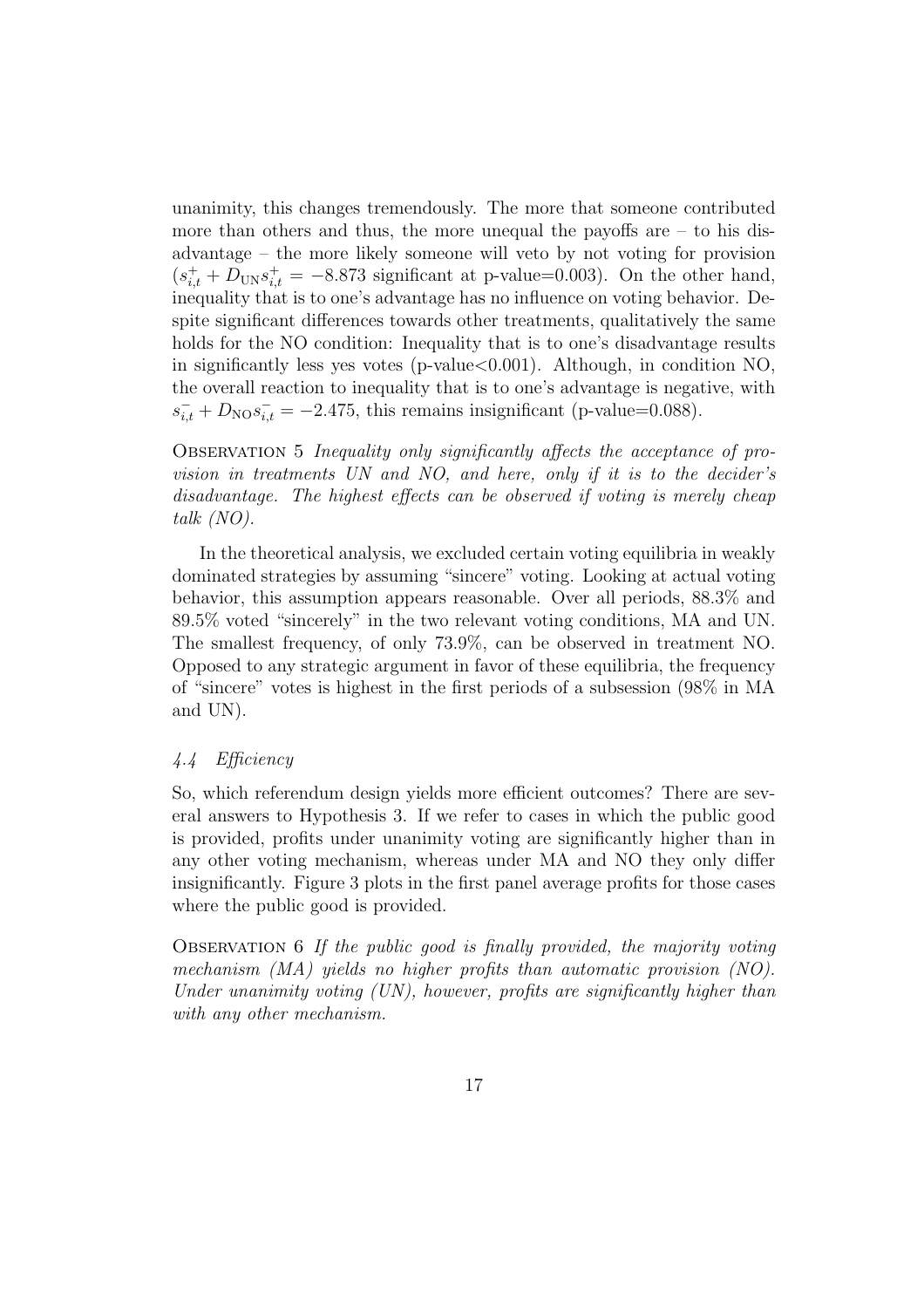unanimity, this changes tremendously. The more that someone contributed more than others and thus, the more unequal the payoffs are – to his disadvantage – the more likely someone will veto by not voting for provision ($s^+_{i,t} + D_{\text{UN}} s^+_{i,t} = -8.873$ significant at p-value=0.003). On the other hand, inequality that is to one's advantage has no influence on voting behavior. Despite significant differences towards other treatments, qualitatively the same holds for the NO condition: Inequality that is to one's disadvantage results in significantly less yes votes (p-value<0.001). Although, in condition NO, the overall reaction to inequality that is to one's advantage is negative, with $s^-_{i,t} + D_{\text{NO}} s^-_{i,t} = -2.475$, this remains insignificant (p-value=0.088).

Observation 5 *Inequality only significantly affects the acceptance of provision in treatments UN and NO, and here, only if it is to the decider's disadvantage. The highest effects can be observed if voting is merely cheap talk (NO).*

In the theoretical analysis, we excluded certain voting equilibria in weakly dominated strategies by assuming "sincere" voting. Looking at actual voting behavior, this assumption appears reasonable. Over all periods, 88.3% and 89.5% voted "sincerely" in the two relevant voting conditions, MA and UN. The smallest frequency, of only 73.9%, can be observed in treatment NO. Opposed to any strategic argument in favor of these equilibria, the frequency of "sincere" votes is highest in the first periods of a subsession (98% in MA and UN).

### *4.4 Efficiency*

So, which referendum design yields more efficient outcomes? There are several answers to Hypothesis 3. If we refer to cases in which the public good is provided, profits under unanimity voting are significantly higher than in any other voting mechanism, whereas under MA and NO they only differ insignificantly. Figure 3 plots in the first panel average profits for those cases where the public good is provided.

Observation 6 *If the public good is finally provided, the majority voting mechanism (MA) yields no higher profits than automatic provision (NO). Under unanimity voting (UN), however, profits are significantly higher than with any other mechanism.*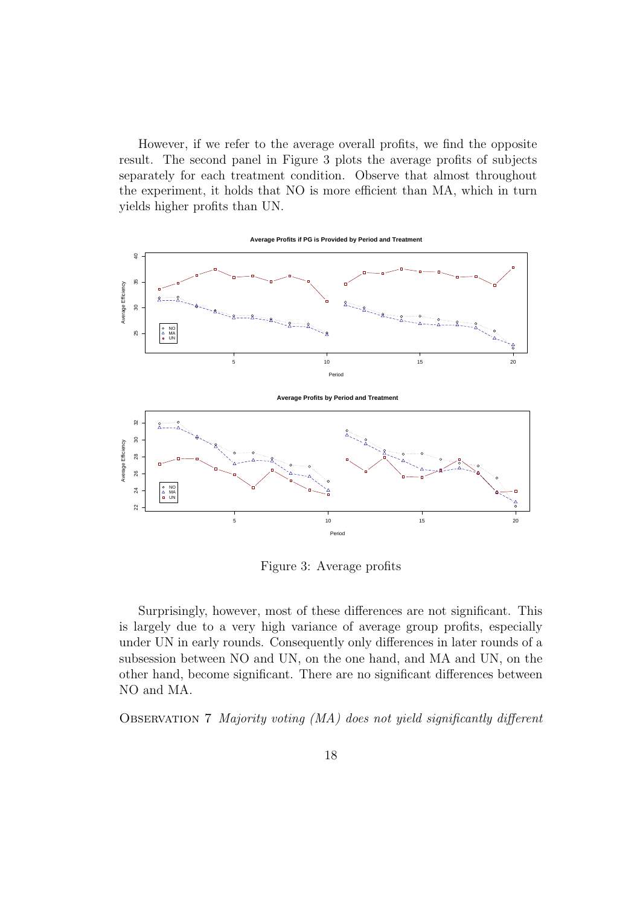However, if we refer to the average overall profits, we find the opposite result. The second panel in Figure 3 plots the average profits of subjects separately for each treatment condition. Observe that almost throughout the experiment, it holds that NO is more efficient than MA, which in turn yields higher profits than UN.

Figure 3: Average profits

Surprisingly, however, most of these differences are not significant. This is largely due to a very high variance of average group profits, especially under UN in early rounds. Consequently only differences in later rounds of a subsession between NO and UN, on the one hand, and MA and UN, on the other hand, become significant. There are no significant differences between NO and MA.

Observation 7 *Majority voting (MA) does not yield significantly different*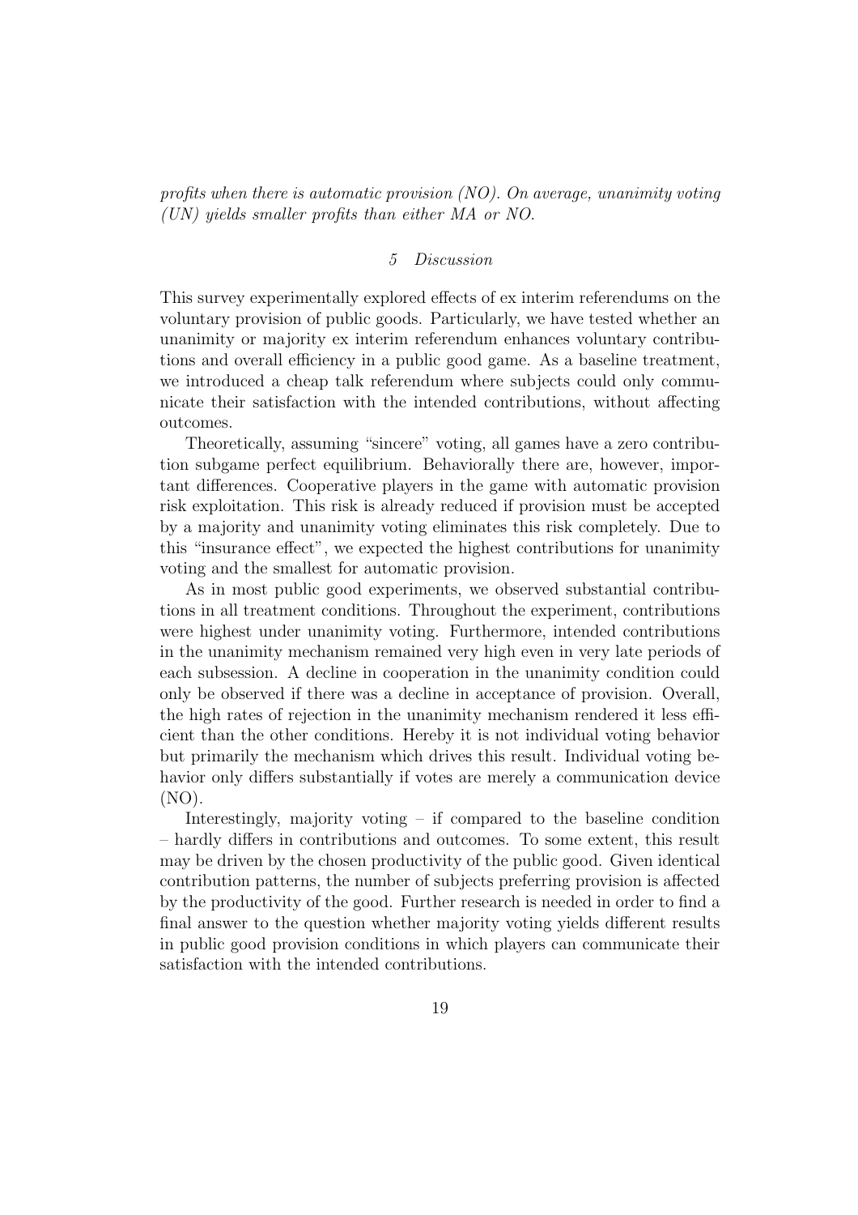*profits when there is automatic provision (NO). On average, unanimity voting (UN) yields smaller profits than either MA or NO.*

## 5 Discussion

This survey experimentally explored effects of ex interim referendums on the voluntary provision of public goods. Particularly, we have tested whether an unanimity or majority ex interim referendum enhances voluntary contributions and overall efficiency in a public good game. As a baseline treatment, we introduced a cheap talk referendum where subjects could only communicate their satisfaction with the intended contributions, without affecting outcomes.

Theoretically, assuming "sincere" voting, all games have a zero contribution subgame perfect equilibrium. Behaviorally there are, however, important differences. Cooperative players in the game with automatic provision risk exploitation. This risk is already reduced if provision must be accepted by a majority and unanimity voting eliminates this risk completely. Due to this "insurance effect", we expected the highest contributions for unanimity voting and the smallest for automatic provision.

As in most public good experiments, we observed substantial contributions in all treatment conditions. Throughout the experiment, contributions were highest under unanimity voting. Furthermore, intended contributions in the unanimity mechanism remained very high even in very late periods of each subsession. A decline in cooperation in the unanimity condition could only be observed if there was a decline in acceptance of provision. Overall, the high rates of rejection in the unanimity mechanism rendered it less efficient than the other conditions. Hereby it is not individual voting behavior but primarily the mechanism which drives this result. Individual voting behavior only differs substantially if votes are merely a communication device (NO).

Interestingly, majority voting – if compared to the baseline condition – hardly differs in contributions and outcomes. To some extent, this result may be driven by the chosen productivity of the public good. Given identical contribution patterns, the number of subjects preferring provision is affected by the productivity of the good. Further research is needed in order to find a final answer to the question whether majority voting yields different results in public good provision conditions in which players can communicate their satisfaction with the intended contributions.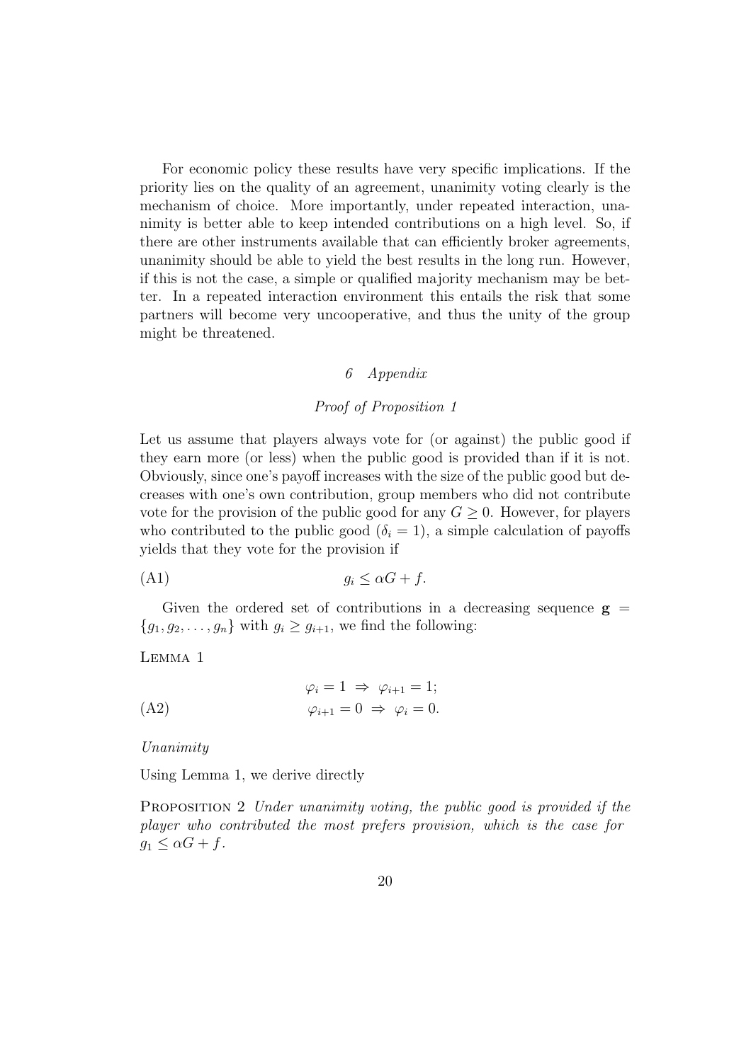For economic policy these results have very specific implications. If the priority lies on the quality of an agreement, unanimity voting clearly is the mechanism of choice. More importantly, under repeated interaction, unanimity is better able to keep intended contributions on a high level. So, if there are other instruments available that can efficiently broker agreements, unanimity should be able to yield the best results in the long run. However, if this is not the case, a simple or qualified majority mechanism may be better. In a repeated interaction environment this entails the risk that some partners will become very uncooperative, and thus the unity of the group might be threatened.

## *6 Appendix*

### *Proof of Proposition 1*

Let us assume that players always vote for (or against) the public good if they earn more (or less) when the public good is provided than if it is not. Obviously, since one's payoff increases with the size of the public good but decreases with one's own contribution, group members who did not contribute vote for the provision of the public good for any $G \geq 0$. However, for players who contributed to the public good ($\delta_i = 1$), a simple calculation of payoffs yields that they vote for the provision if

$$g_i \leq \alpha G + f. \tag{A1}$$

Given the ordered set of contributions in a decreasing sequence $\mathbf{g} = \{g_1, g_2, \ldots, g_n\}$ with $g_i \geq g_{i+1}$, we find the following:

Lemma 1

$$\begin{aligned} &\varphi_i = 1 \;\Rightarrow\; \varphi_{i+1} = 1; \\ &\varphi_{i+1} = 0 \;\Rightarrow\; \varphi_i = 0. \end{aligned} \tag{A2}$$

*Unanimity*

Using Lemma 1, we derive directly

Proposition 2 *Under unanimity voting, the public good is provided if the player who contributed the most prefers provision, which is the case for* $g_1 \leq \alpha G + f$.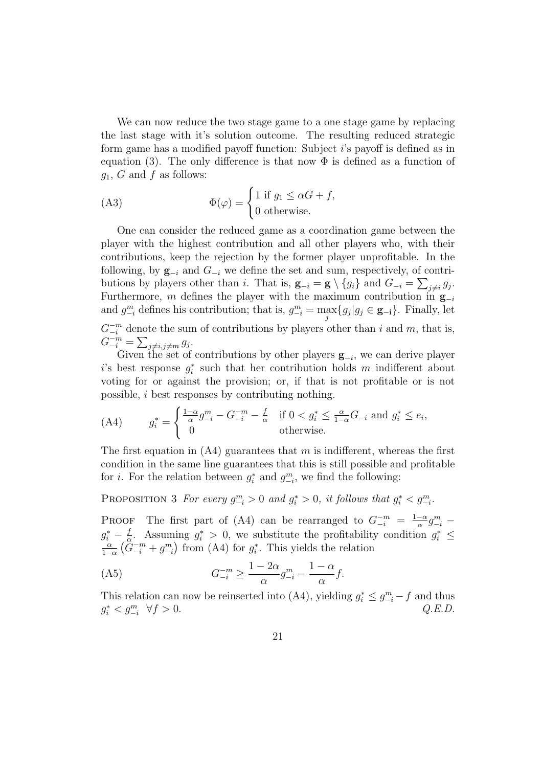We can now reduce the two stage game to a one stage game by replacing the last stage with it's solution outcome. The resulting reduced strategic form game has a modified payoff function: Subject $i$'s payoff is defined as in equation (3). The only difference is that now $\Phi$ is defined as a function of $g_1$, $G$ and $f$ as follows:

$$\Phi(\varphi) = \begin{cases} 1 \text{ if } g_1 \leq \alpha G + f, \\ 0 \text{ otherwise.} \end{cases} \tag{A3}$$

One can consider the reduced game as a coordination game between the player with the highest contribution and all other players who, with their contributions, keep the rejection by the former player unprofitable. In the following, by $\mathbf{g}_{-i}$ and $G_{-i}$ we define the set and sum, respectively, of contributions by players other than $i$. That is, $\mathbf{g}_{-i} = \mathbf{g} \setminus \{g_i\}$ and $G_{-i} = \sum_{j \neq i} g_j$. Furthermore, $m$ defines the player with the maximum contribution in $\mathbf{g}_{-i}$ and $g^m_{-i}$ defines his contribution; that is, $g^m_{-i} = \max_j \{g_j | g_j \in \mathbf{g_{-i}}\}$. Finally, let $G^{-m}_{-i}$ denote the sum of contributions by players other than $i$ and $m$, that is, $G^{-m}_{-i} = \sum_{j \neq i, j \neq m} g_j$.

Given the set of contributions by other players $\mathbf{g}_{-i}$, we can derive player $i$'s best response $g^*_i$ such that her contribution holds $m$ indifferent about voting for or against the provision; or, if that is not profitable or is not possible, $i$ best responses by contributing nothing.

$$g^*_i = \begin{cases} \frac{1-\alpha}{\alpha} g^m_{-i} - G^{-m}_{-i} - \frac{f}{\alpha} & \text{if } 0 < g^*_i \leq \frac{\alpha}{1-\alpha} G_{-i} \text{ and } g^*_i \leq e_i, \\ 0 & \text{otherwise.} \end{cases} \tag{A4}$$

The first equation in (A4) guarantees that $m$ is indifferent, whereas the first condition in the same line guarantees that this is still possible and profitable for $i$. For the relation between $g^*_i$ and $g^m_{-i}$, we find the following:

**Proposition 3** *For every $g^m_{-i} > 0$ and $g^*_i > 0$, it follows that $g^*_i < g^m_{-i}$.*

**Proof** The first part of (A4) can be rearranged to $G^{-m}_{-i} = \frac{1-\alpha}{\alpha} g^m_{-i} - g^*_i - \frac{f}{\alpha}$. Assuming $g^*_i > 0$, we substitute the profitability condition $g^*_i \leq \frac{\alpha}{1-\alpha}\left(G^{-m}_{-i} + g^m_{-i}\right)$ from (A4) for $g^*_i$. This yields the relation

$$G^{-m}_{-i} \geq \frac{1-2\alpha}{\alpha} g^m_{-i} - \frac{1-\alpha}{\alpha} f. \tag{A5}$$

This relation can now be reinserted into (A4), yielding $g^*_i \leq g^m_{-i} - f$ and thus $g^*_i < g^m_{-i} \;\; \forall f > 0$. *Q.E.D.*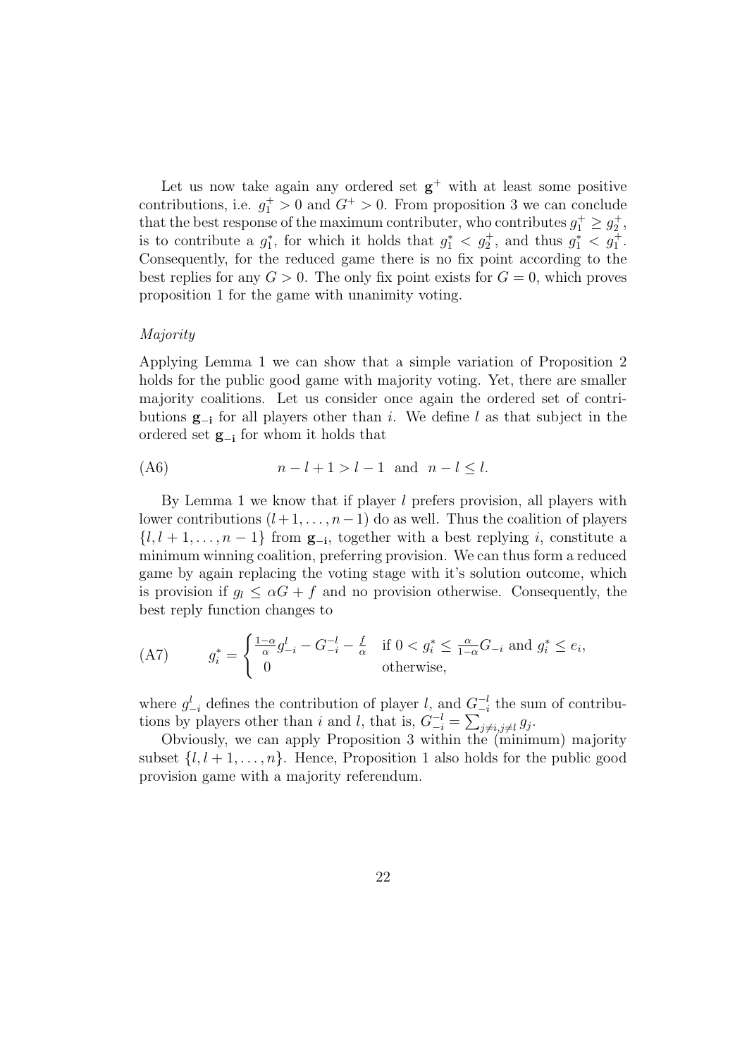Let us now take again any ordered set $\mathbf{g}^+$ with at least some positive contributions, i.e. $g_1^+ > 0$ and $G^+ > 0$. From proposition 3 we can conclude that the best response of the maximum contributer, who contributes $g_1^+ \geq g_2^+$, is to contribute a $g_1^*$, for which it holds that $g_1^* < g_2^+$, and thus $g_1^* < g_1^+$. Consequently, for the reduced game there is no fix point according to the best replies for any $G > 0$. The only fix point exists for $G = 0$, which proves proposition 1 for the game with unanimity voting.

*Majority*

Applying Lemma 1 we can show that a simple variation of Proposition 2 holds for the public good game with majority voting. Yet, there are smaller majority coalitions. Let us consider once again the ordered set of contributions $\mathbf{g_{-i}}$ for all players other than $i$. We define $l$ as that subject in the ordered set $\mathbf{g_{-i}}$ for whom it holds that

$$\text{(A6)} \qquad n - l + 1 > l - 1 \ \text{ and } \ n - l \leq l.$$

By Lemma 1 we know that if player $l$ prefers provision, all players with lower contributions $(l+1, \ldots, n-1)$ do as well. Thus the coalition of players $\{l, l+1, \ldots, n-1\}$ from $\mathbf{g_{-i}}$, together with a best replying $i$, constitute a minimum winning coalition, preferring provision. We can thus form a reduced game by again replacing the voting stage with it's solution outcome, which is provision if $g_l \leq \alpha G + f$ and no provision otherwise. Consequently, the best reply function changes to

$$\text{(A7)} \qquad g_i^* = \begin{cases} \frac{1-\alpha}{\alpha} g_{-i}^l - G_{-i}^{-l} - \frac{f}{\alpha} & \text{if } 0 < g_i^* \leq \frac{\alpha}{1-\alpha} G_{-i} \text{ and } g_i^* \leq e_i, \\ 0 & \text{otherwise,} \end{cases}$$

where $g_{-i}^l$ defines the contribution of player $l$, and $G_{-i}^{-l}$ the sum of contributions by players other than $i$ and $l$, that is, $G_{-i}^{-l} = \sum_{j \neq i, j \neq l} g_j$.

Obviously, we can apply Proposition 3 within the (minimum) majority subset $\{l, l+1, \ldots, n\}$. Hence, Proposition 1 also holds for the public good provision game with a majority referendum.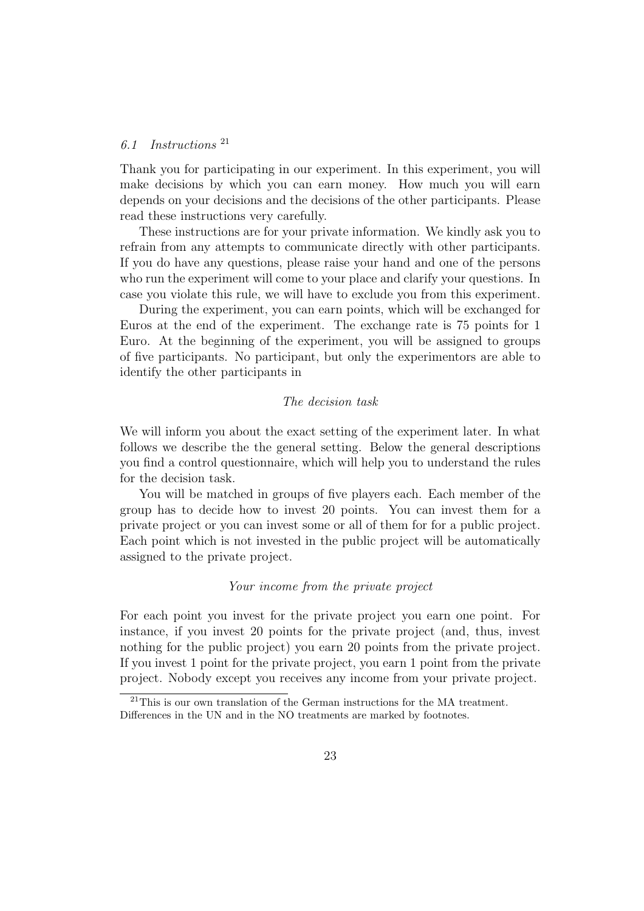### 6.1 Instructions [21]

Thank you for participating in our experiment. In this experiment, you will make decisions by which you can earn money. How much you will earn depends on your decisions and the decisions of the other participants. Please read these instructions very carefully.

These instructions are for your private information. We kindly ask you to refrain from any attempts to communicate directly with other participants. If you do have any questions, please raise your hand and one of the persons who run the experiment will come to your place and clarify your questions. In case you violate this rule, we will have to exclude you from this experiment.

During the experiment, you can earn points, which will be exchanged for Euros at the end of the experiment. The exchange rate is 75 points for 1 Euro. At the beginning of the experiment, you will be assigned to groups of five participants. No participant, but only the experimentors are able to identify the other participants in

*The decision task*

We will inform you about the exact setting of the experiment later. In what follows we describe the the general setting. Below the general descriptions you find a control questionnaire, which will help you to understand the rules for the decision task.

You will be matched in groups of five players each. Each member of the group has to decide how to invest 20 points. You can invest them for a private project or you can invest some or all of them for for a public project. Each point which is not invested in the public project will be automatically assigned to the private project.

*Your income from the private project*

For each point you invest for the private project you earn one point. For instance, if you invest 20 points for the private project (and, thus, invest nothing for the public project) you earn 20 points from the private project. If you invest 1 point for the private project, you earn 1 point from the private project. Nobody except you receives any income from your private project.

[21] This is our own translation of the German instructions for the MA treatment. Differences in the UN and in the NO treatments are marked by footnotes.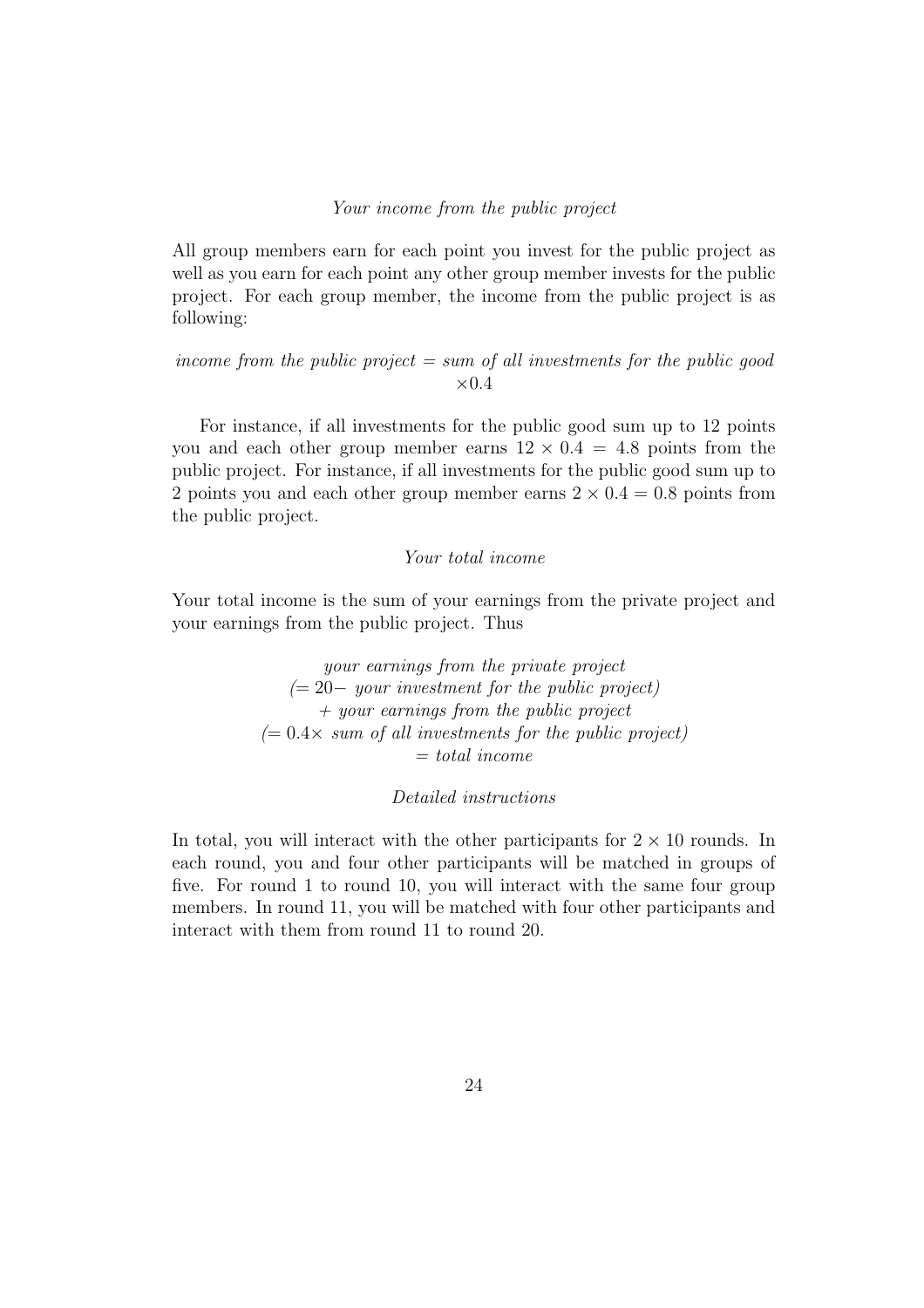*Your income from the public project*

All group members earn for each point you invest for the public project as well as you earn for each point any other group member invests for the public project. For each group member, the income from the public project is as following:

*income from the public project = sum of all investments for the public good* $\times 0.4$

For instance, if all investments for the public good sum up to 12 points you and each other group member earns $12 \times 0.4 = 4.8$ points from the public project. For instance, if all investments for the public good sum up to 2 points you and each other group member earns $2 \times 0.4 = 0.8$ points from the public project.

*Your total income*

Your total income is the sum of your earnings from the private project and your earnings from the public project. Thus

*your earnings from the private project*
*(= 20− your investment for the public project)*
*+ your earnings from the public project*
*(= 0.4× sum of all investments for the public project)*
*= total income*

*Detailed instructions*

In total, you will interact with the other participants for $2 \times 10$ rounds. In each round, you and four other participants will be matched in groups of five. For round 1 to round 10, you will interact with the same four group members. In round 11, you will be matched with four other participants and interact with them from round 11 to round 20.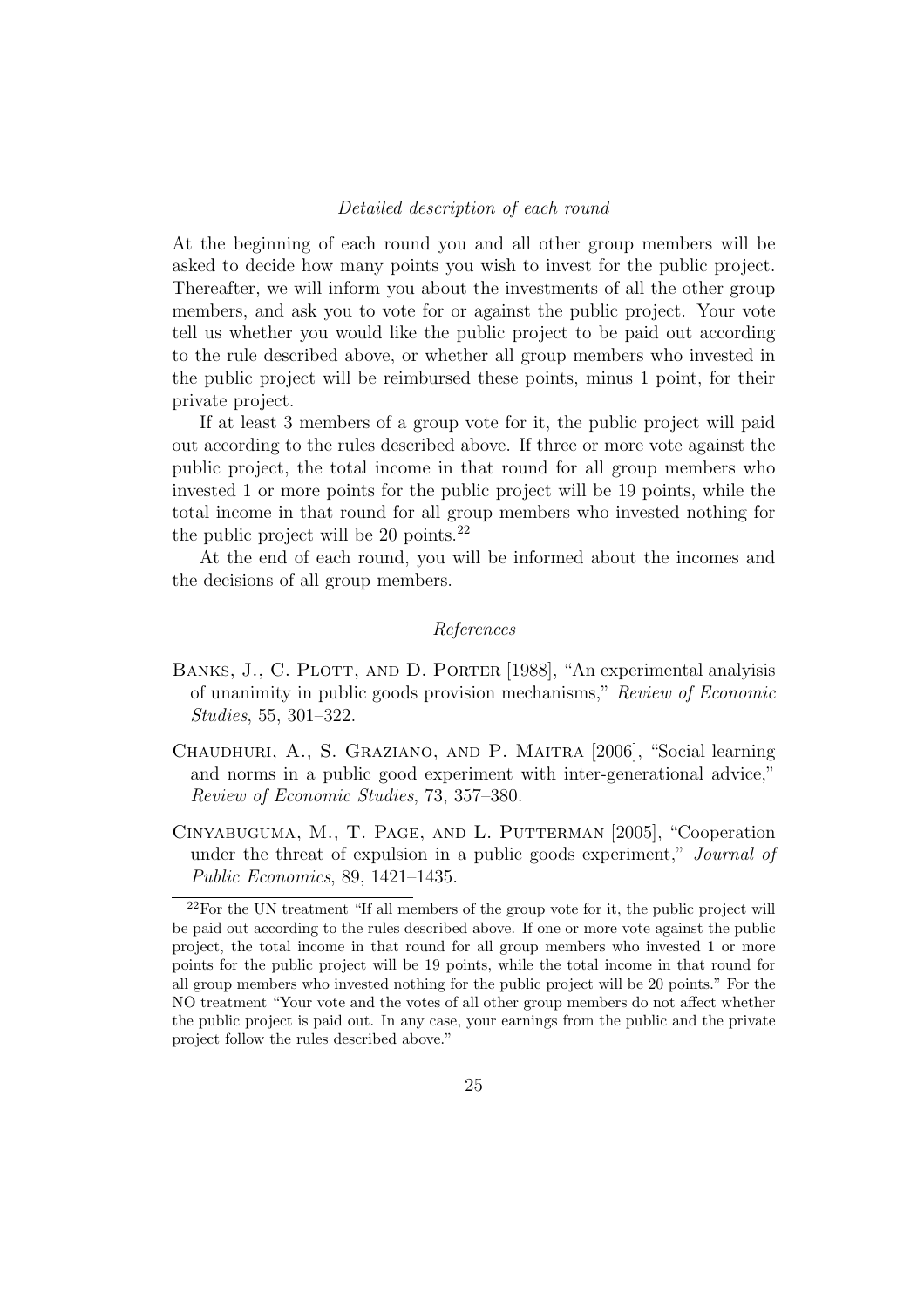*Detailed description of each round*

At the beginning of each round you and all other group members will be asked to decide how many points you wish to invest for the public project. Thereafter, we will inform you about the investments of all the other group members, and ask you to vote for or against the public project. Your vote tell us whether you would like the public project to be paid out according to the rule described above, or whether all group members who invested in the public project will be reimbursed these points, minus 1 point, for their private project.

If at least 3 members of a group vote for it, the public project will paid out according to the rules described above. If three or more vote against the public project, the total income in that round for all group members who invested 1 or more points for the public project will be 19 points, while the total income in that round for all group members who invested nothing for the public project will be 20 points.[22]

At the end of each round, you will be informed about the incomes and the decisions of all group members.

## *References*

Banks, J., C. Plott, and D. Porter [1988], "An experimental analyisis of unanimity in public goods provision mechanisms," *Review of Economic Studies*, 55, 301–322.

Chaudhuri, A., S. Graziano, and P. Maitra [2006], "Social learning and norms in a public good experiment with inter-generational advice," *Review of Economic Studies*, 73, 357–380.

Cinyabuguma, M., T. Page, and L. Putterman [2005], "Cooperation under the threat of expulsion in a public goods experiment," *Journal of Public Economics*, 89, 1421–1435.

[22] For the UN treatment "If all members of the group vote for it, the public project will be paid out according to the rules described above. If one or more vote against the public project, the total income in that round for all group members who invested 1 or more points for the public project will be 19 points, while the total income in that round for all group members who invested nothing for the public project will be 20 points." For the NO treatment "Your vote and the votes of all other group members do not affect whether the public project is paid out. In any case, your earnings from the public and the private project follow the rules described above."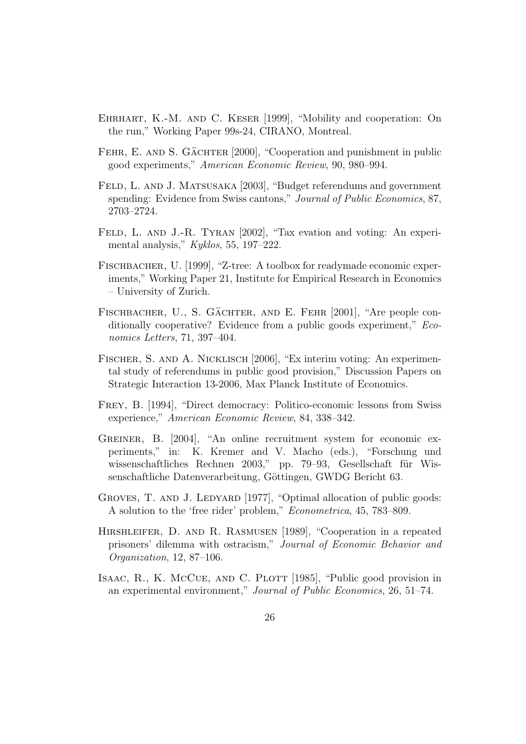Ehrhart, K.-M. and C. Keser [1999], "Mobility and cooperation: On the run," Working Paper 99s-24, CIRANO, Montreal.

Fehr, E. and S. Gächter [2000], "Cooperation and punishment in public good experiments," *American Economic Review*, 90, 980–994.

Feld, L. and J. Matsusaka [2003], "Budget referendums and government spending: Evidence from Swiss cantons," *Journal of Public Economics*, 87, 2703–2724.

Feld, L. and J.-R. Tyran [2002], "Tax evation and voting: An experimental analysis," *Kyklos*, 55, 197–222.

Fischbacher, U. [1999], "Z-tree: A toolbox for readymade economic experiments," Working Paper 21, Institute for Empirical Research in Economics – University of Zurich.

Fischbacher, U., S. Gächter, and E. Fehr [2001], "Are people conditionally cooperative? Evidence from a public goods experiment," *Economics Letters*, 71, 397–404.

Fischer, S. and A. Nicklisch [2006], "Ex interim voting: An experimental study of referendums in public good provision," Discussion Papers on Strategic Interaction 13-2006, Max Planck Institute of Economics.

Frey, B. [1994], "Direct democracy: Politico-economic lessons from Swiss experience," *American Economic Review*, 84, 338–342.

Greiner, B. [2004], "An online recruitment system for economic experiments," in: K. Kremer and V. Macho (eds.), "Forschung und wissenschaftliches Rechnen 2003," pp. 79–93, Gesellschaft für Wissenschaftliche Datenverarbeitung, Göttingen, GWDG Bericht 63.

Groves, T. and J. Ledyard [1977], "Optimal allocation of public goods: A solution to the 'free rider' problem," *Econometrica*, 45, 783–809.

Hirshleifer, D. and R. Rasmusen [1989], "Cooperation in a repeated prisoners' dilemma with ostracism," *Journal of Economic Behavior and Organization*, 12, 87–106.

Isaac, R., K. McCue, and C. Plott [1985], "Public good provision in an experimental environment," *Journal of Public Economics*, 26, 51–74.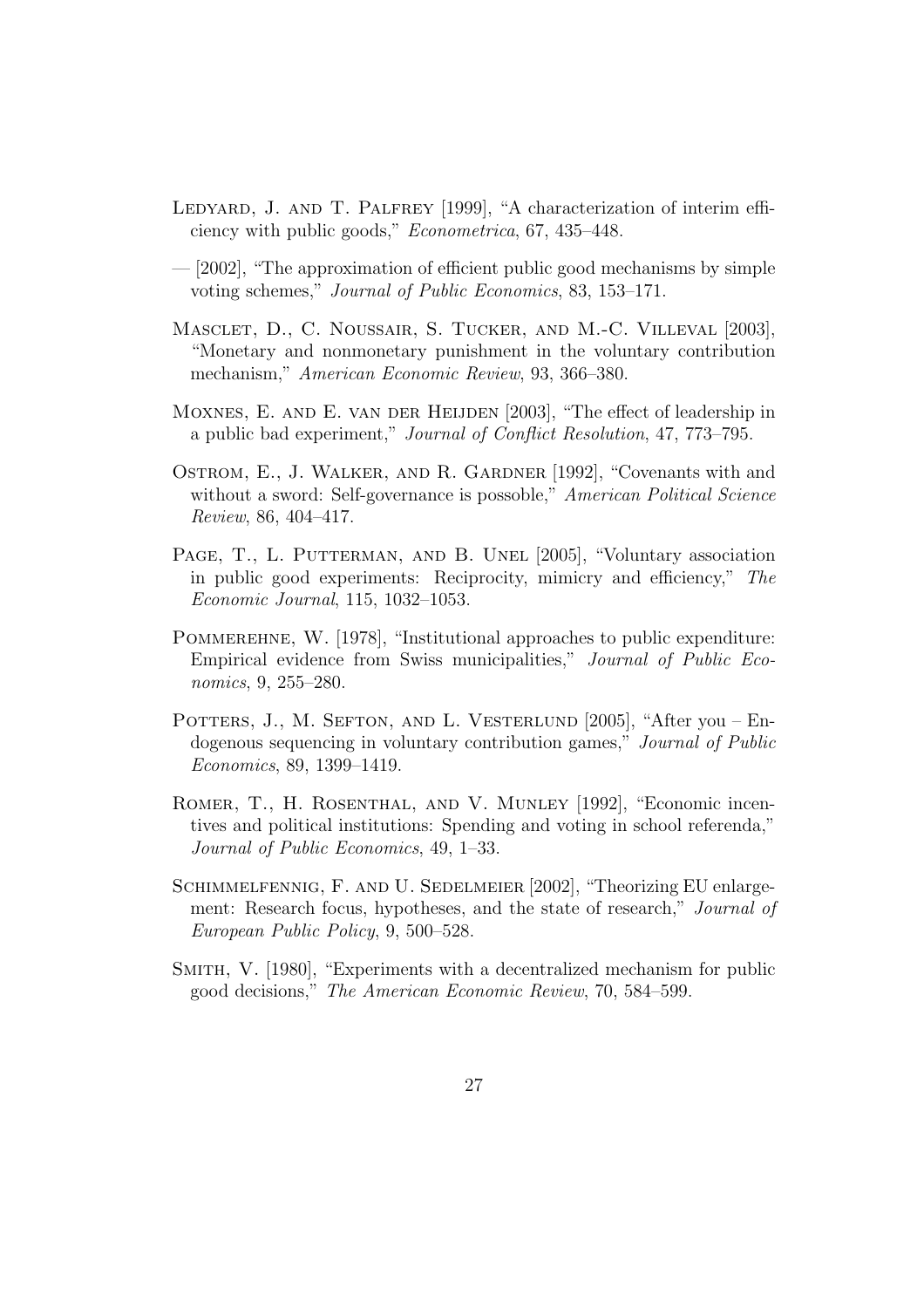Ledyard, J. and T. Palfrey [1999], "A characterization of interim efficiency with public goods," *Econometrica*, 67, 435–448.

— [2002], "The approximation of efficient public good mechanisms by simple voting schemes," *Journal of Public Economics*, 83, 153–171.

Masclet, D., C. Noussair, S. Tucker, and M.-C. Villeval [2003], "Monetary and nonmonetary punishment in the voluntary contribution mechanism," *American Economic Review*, 93, 366–380.

Moxnes, E. and E. van der Heijden [2003], "The effect of leadership in a public bad experiment," *Journal of Conflict Resolution*, 47, 773–795.

Ostrom, E., J. Walker, and R. Gardner [1992], "Covenants with and without a sword: Self-governance is possoble," *American Political Science Review*, 86, 404–417.

Page, T., L. Putterman, and B. Unel [2005], "Voluntary association in public good experiments: Reciprocity, mimicry and efficiency," *The Economic Journal*, 115, 1032–1053.

Pommerehne, W. [1978], "Institutional approaches to public expenditure: Empirical evidence from Swiss municipalities," *Journal of Public Economics*, 9, 255–280.

Potters, J., M. Sefton, and L. Vesterlund [2005], "After you – Endogenous sequencing in voluntary contribution games," *Journal of Public Economics*, 89, 1399–1419.

Romer, T., H. Rosenthal, and V. Munley [1992], "Economic incentives and political institutions: Spending and voting in school referenda," *Journal of Public Economics*, 49, 1–33.

Schimmelfennig, F. and U. Sedelmeier [2002], "Theorizing EU enlargement: Research focus, hypotheses, and the state of research," *Journal of European Public Policy*, 9, 500–528.

Smith, V. [1980], "Experiments with a decentralized mechanism for public good decisions," *The American Economic Review*, 70, 584–599.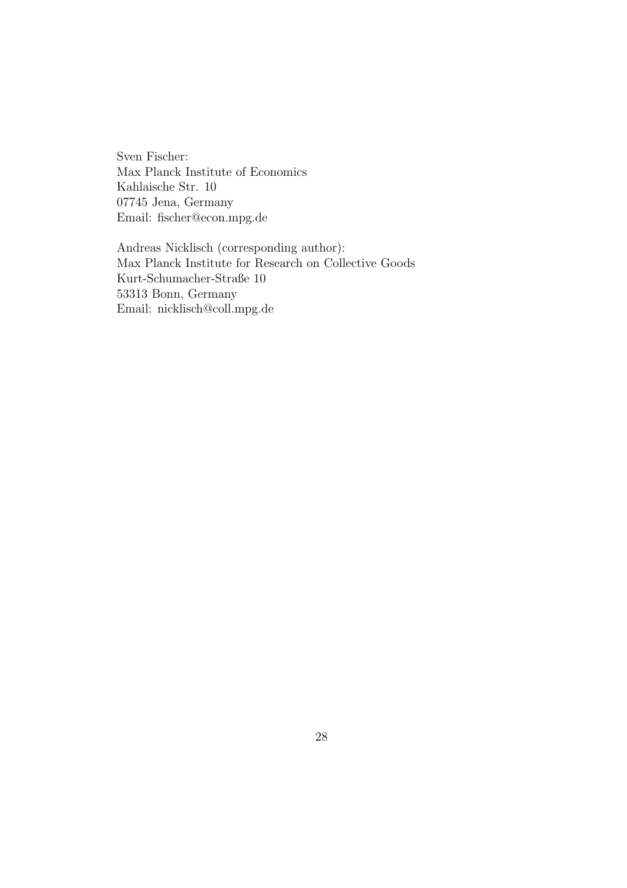Sven Fischer:
Max Planck Institute of Economics
Kahlaische Str. 10
07745 Jena, Germany
Email: fischer@econ.mpg.de

Andreas Nicklisch (corresponding author):
Max Planck Institute for Research on Collective Goods
Kurt-Schumacher-Straße 10
53313 Bonn, Germany
Email: nicklisch@coll.mpg.de